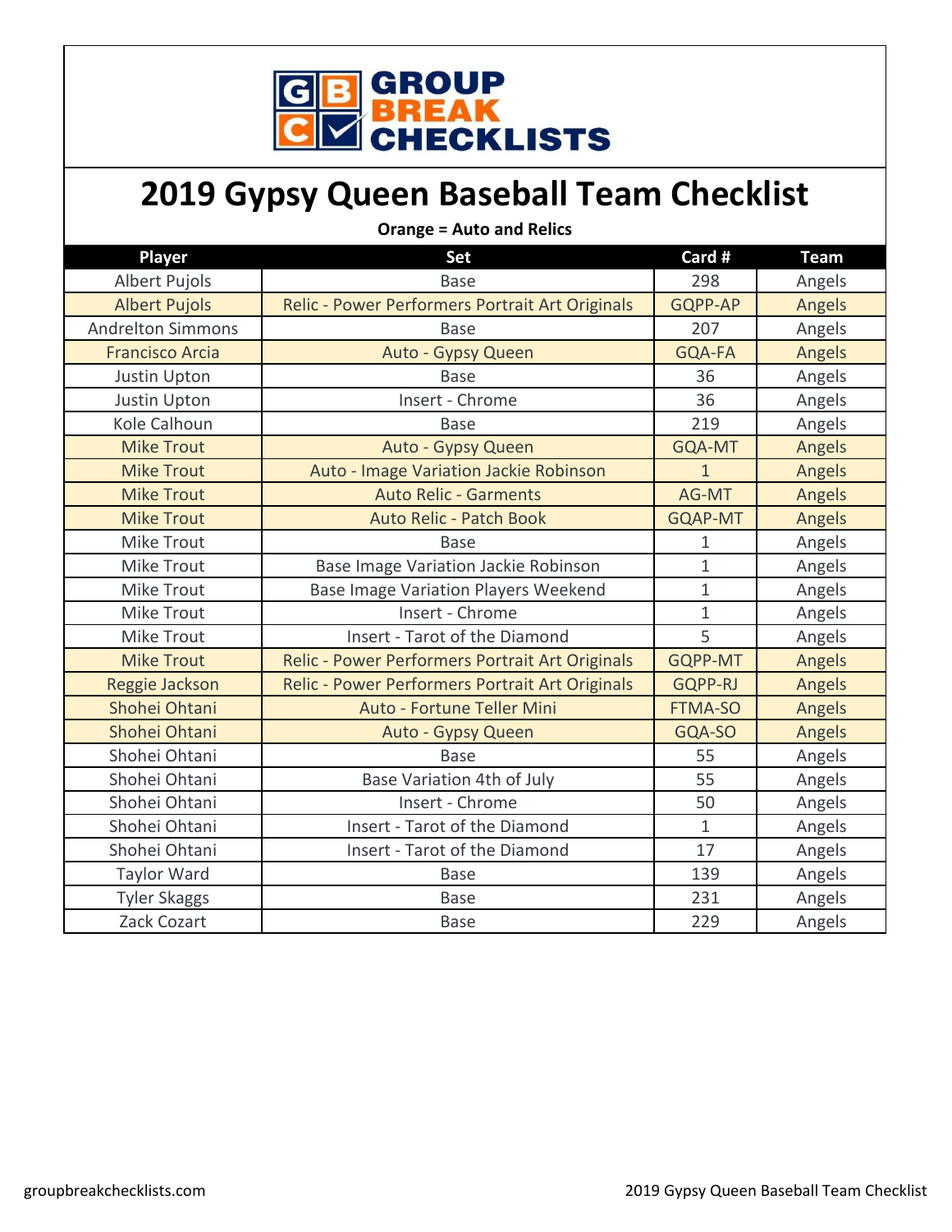# 2019 Gypsy Queen Baseball Team Checklist

**Orange = Auto and Relics**

| Player | Set | Card # | Team |
|---|---|---|---|
| Albert Pujols | Base | 298 | Angels |
| Albert Pujols | Relic - Power Performers Portrait Art Originals | GQPP-AP | Angels |
| Andrelton Simmons | Base | 207 | Angels |
| Francisco Arcia | Auto - Gypsy Queen | GQA-FA | Angels |
| Justin Upton | Base | 36 | Angels |
| Justin Upton | Insert - Chrome | 36 | Angels |
| Kole Calhoun | Base | 219 | Angels |
| Mike Trout | Auto - Gypsy Queen | GQA-MT | Angels |
| Mike Trout | Auto - Image Variation Jackie Robinson | 1 | Angels |
| Mike Trout | Auto Relic - Garments | AG-MT | Angels |
| Mike Trout | Auto Relic - Patch Book | GQAP-MT | Angels |
| Mike Trout | Base | 1 | Angels |
| Mike Trout | Base Image Variation Jackie Robinson | 1 | Angels |
| Mike Trout | Base Image Variation Players Weekend | 1 | Angels |
| Mike Trout | Insert - Chrome | 1 | Angels |
| Mike Trout | Insert - Tarot of the Diamond | 5 | Angels |
| Mike Trout | Relic - Power Performers Portrait Art Originals | GQPP-MT | Angels |
| Reggie Jackson | Relic - Power Performers Portrait Art Originals | GQPP-RJ | Angels |
| Shohei Ohtani | Auto - Fortune Teller Mini | FTMA-SO | Angels |
| Shohei Ohtani | Auto - Gypsy Queen | GQA-SO | Angels |
| Shohei Ohtani | Base | 55 | Angels |
| Shohei Ohtani | Base Variation 4th of July | 55 | Angels |
| Shohei Ohtani | Insert - Chrome | 50 | Angels |
| Shohei Ohtani | Insert - Tarot of the Diamond | 1 | Angels |
| Shohei Ohtani | Insert - Tarot of the Diamond | 17 | Angels |
| Taylor Ward | Base | 139 | Angels |
| Tyler Skaggs | Base | 231 | Angels |
| Zack Cozart | Base | 229 | Angels |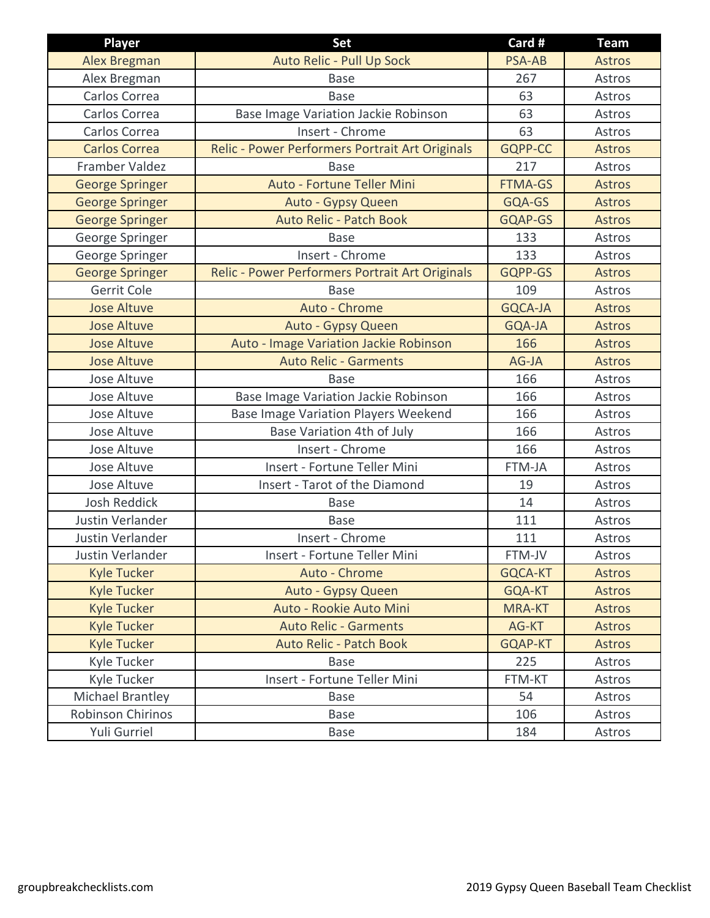| Player | Set | Card # | Team |
|---|---|---|---|
| Alex Bregman | Auto Relic - Pull Up Sock | PSA-AB | Astros |
| Alex Bregman | Base | 267 | Astros |
| Carlos Correa | Base | 63 | Astros |
| Carlos Correa | Base Image Variation Jackie Robinson | 63 | Astros |
| Carlos Correa | Insert - Chrome | 63 | Astros |
| Carlos Correa | Relic - Power Performers Portrait Art Originals | GQPP-CC | Astros |
| Framber Valdez | Base | 217 | Astros |
| George Springer | Auto - Fortune Teller Mini | FTMA-GS | Astros |
| George Springer | Auto - Gypsy Queen | GQA-GS | Astros |
| George Springer | Auto Relic - Patch Book | GQAP-GS | Astros |
| George Springer | Base | 133 | Astros |
| George Springer | Insert - Chrome | 133 | Astros |
| George Springer | Relic - Power Performers Portrait Art Originals | GQPP-GS | Astros |
| Gerrit Cole | Base | 109 | Astros |
| Jose Altuve | Auto - Chrome | GQCA-JA | Astros |
| Jose Altuve | Auto - Gypsy Queen | GQA-JA | Astros |
| Jose Altuve | Auto - Image Variation Jackie Robinson | 166 | Astros |
| Jose Altuve | Auto Relic - Garments | AG-JA | Astros |
| Jose Altuve | Base | 166 | Astros |
| Jose Altuve | Base Image Variation Jackie Robinson | 166 | Astros |
| Jose Altuve | Base Image Variation Players Weekend | 166 | Astros |
| Jose Altuve | Base Variation 4th of July | 166 | Astros |
| Jose Altuve | Insert - Chrome | 166 | Astros |
| Jose Altuve | Insert - Fortune Teller Mini | FTM-JA | Astros |
| Jose Altuve | Insert - Tarot of the Diamond | 19 | Astros |
| Josh Reddick | Base | 14 | Astros |
| Justin Verlander | Base | 111 | Astros |
| Justin Verlander | Insert - Chrome | 111 | Astros |
| Justin Verlander | Insert - Fortune Teller Mini | FTM-JV | Astros |
| Kyle Tucker | Auto - Chrome | GQCA-KT | Astros |
| Kyle Tucker | Auto - Gypsy Queen | GQA-KT | Astros |
| Kyle Tucker | Auto - Rookie Auto Mini | MRA-KT | Astros |
| Kyle Tucker | Auto Relic - Garments | AG-KT | Astros |
| Kyle Tucker | Auto Relic - Patch Book | GQAP-KT | Astros |
| Kyle Tucker | Base | 225 | Astros |
| Kyle Tucker | Insert - Fortune Teller Mini | FTM-KT | Astros |
| Michael Brantley | Base | 54 | Astros |
| Robinson Chirinos | Base | 106 | Astros |
| Yuli Gurriel | Base | 184 | Astros |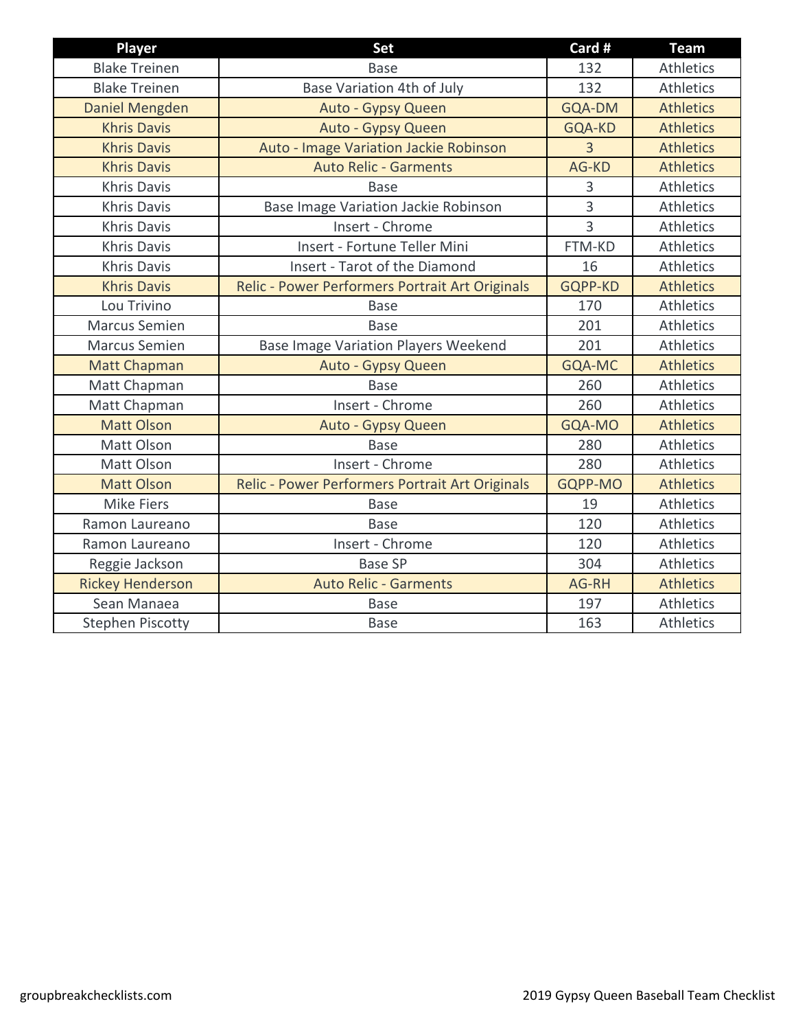| Player | Set | Card # | Team |
|---|---|---|---|
| Blake Treinen | Base | 132 | Athletics |
| Blake Treinen | Base Variation 4th of July | 132 | Athletics |
| Daniel Mengden | Auto - Gypsy Queen | GQA-DM | Athletics |
| Khris Davis | Auto - Gypsy Queen | GQA-KD | Athletics |
| Khris Davis | Auto - Image Variation Jackie Robinson | 3 | Athletics |
| Khris Davis | Auto Relic - Garments | AG-KD | Athletics |
| Khris Davis | Base | 3 | Athletics |
| Khris Davis | Base Image Variation Jackie Robinson | 3 | Athletics |
| Khris Davis | Insert - Chrome | 3 | Athletics |
| Khris Davis | Insert - Fortune Teller Mini | FTM-KD | Athletics |
| Khris Davis | Insert - Tarot of the Diamond | 16 | Athletics |
| Khris Davis | Relic - Power Performers Portrait Art Originals | GQPP-KD | Athletics |
| Lou Trivino | Base | 170 | Athletics |
| Marcus Semien | Base | 201 | Athletics |
| Marcus Semien | Base Image Variation Players Weekend | 201 | Athletics |
| Matt Chapman | Auto - Gypsy Queen | GQA-MC | Athletics |
| Matt Chapman | Base | 260 | Athletics |
| Matt Chapman | Insert - Chrome | 260 | Athletics |
| Matt Olson | Auto - Gypsy Queen | GQA-MO | Athletics |
| Matt Olson | Base | 280 | Athletics |
| Matt Olson | Insert - Chrome | 280 | Athletics |
| Matt Olson | Relic - Power Performers Portrait Art Originals | GQPP-MO | Athletics |
| Mike Fiers | Base | 19 | Athletics |
| Ramon Laureano | Base | 120 | Athletics |
| Ramon Laureano | Insert - Chrome | 120 | Athletics |
| Reggie Jackson | Base SP | 304 | Athletics |
| Rickey Henderson | Auto Relic - Garments | AG-RH | Athletics |
| Sean Manaea | Base | 197 | Athletics |
| Stephen Piscotty | Base | 163 | Athletics |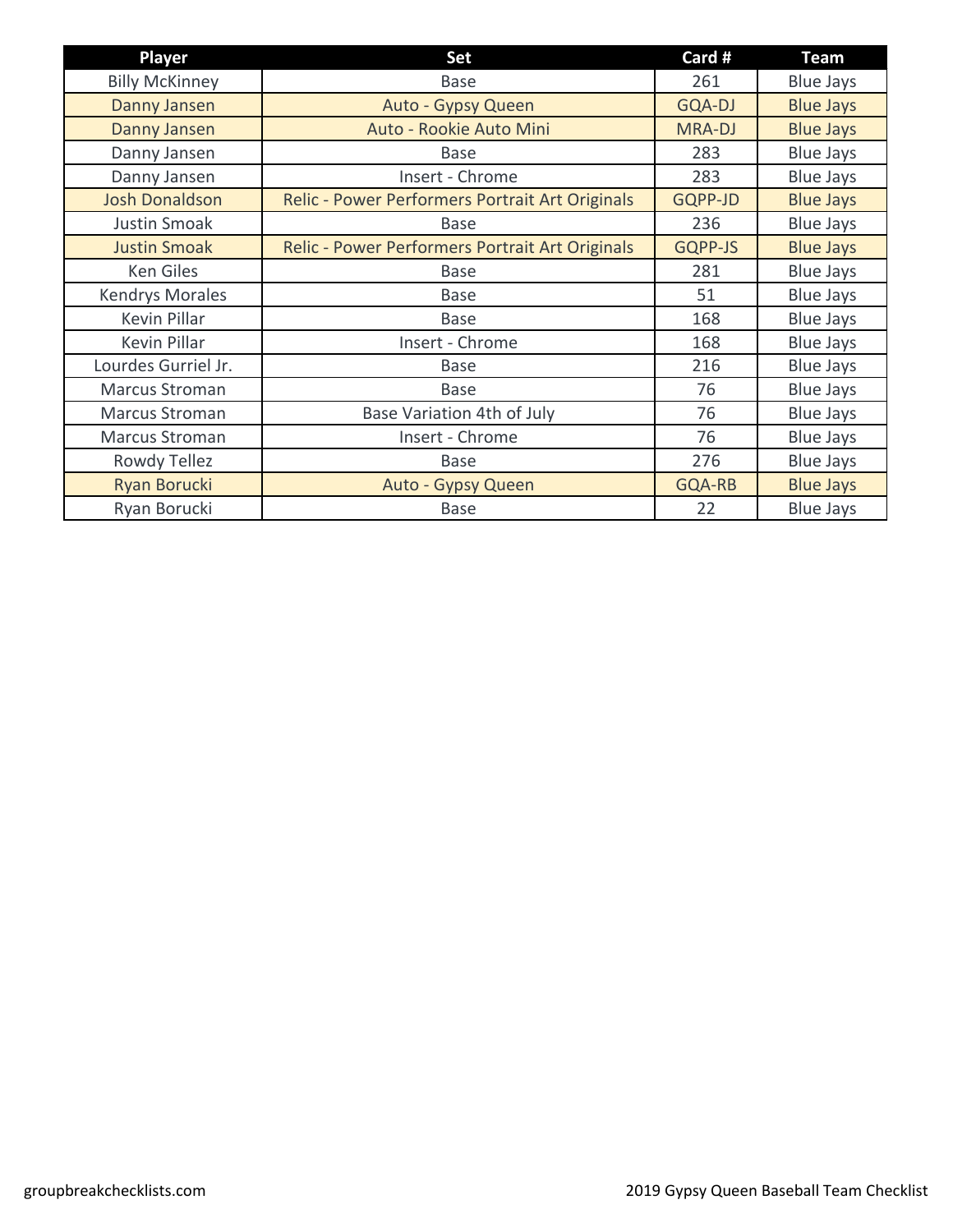| Player | Set | Card # | Team |
|---|---|---|---|
| Billy McKinney | Base | 261 | Blue Jays |
| Danny Jansen | Auto - Gypsy Queen | GQA-DJ | Blue Jays |
| Danny Jansen | Auto - Rookie Auto Mini | MRA-DJ | Blue Jays |
| Danny Jansen | Base | 283 | Blue Jays |
| Danny Jansen | Insert - Chrome | 283 | Blue Jays |
| Josh Donaldson | Relic - Power Performers Portrait Art Originals | GQPP-JD | Blue Jays |
| Justin Smoak | Base | 236 | Blue Jays |
| Justin Smoak | Relic - Power Performers Portrait Art Originals | GQPP-JS | Blue Jays |
| Ken Giles | Base | 281 | Blue Jays |
| Kendrys Morales | Base | 51 | Blue Jays |
| Kevin Pillar | Base | 168 | Blue Jays |
| Kevin Pillar | Insert - Chrome | 168 | Blue Jays |
| Lourdes Gurriel Jr. | Base | 216 | Blue Jays |
| Marcus Stroman | Base | 76 | Blue Jays |
| Marcus Stroman | Base Variation 4th of July | 76 | Blue Jays |
| Marcus Stroman | Insert - Chrome | 76 | Blue Jays |
| Rowdy Tellez | Base | 276 | Blue Jays |
| Ryan Borucki | Auto - Gypsy Queen | GQA-RB | Blue Jays |
| Ryan Borucki | Base | 22 | Blue Jays |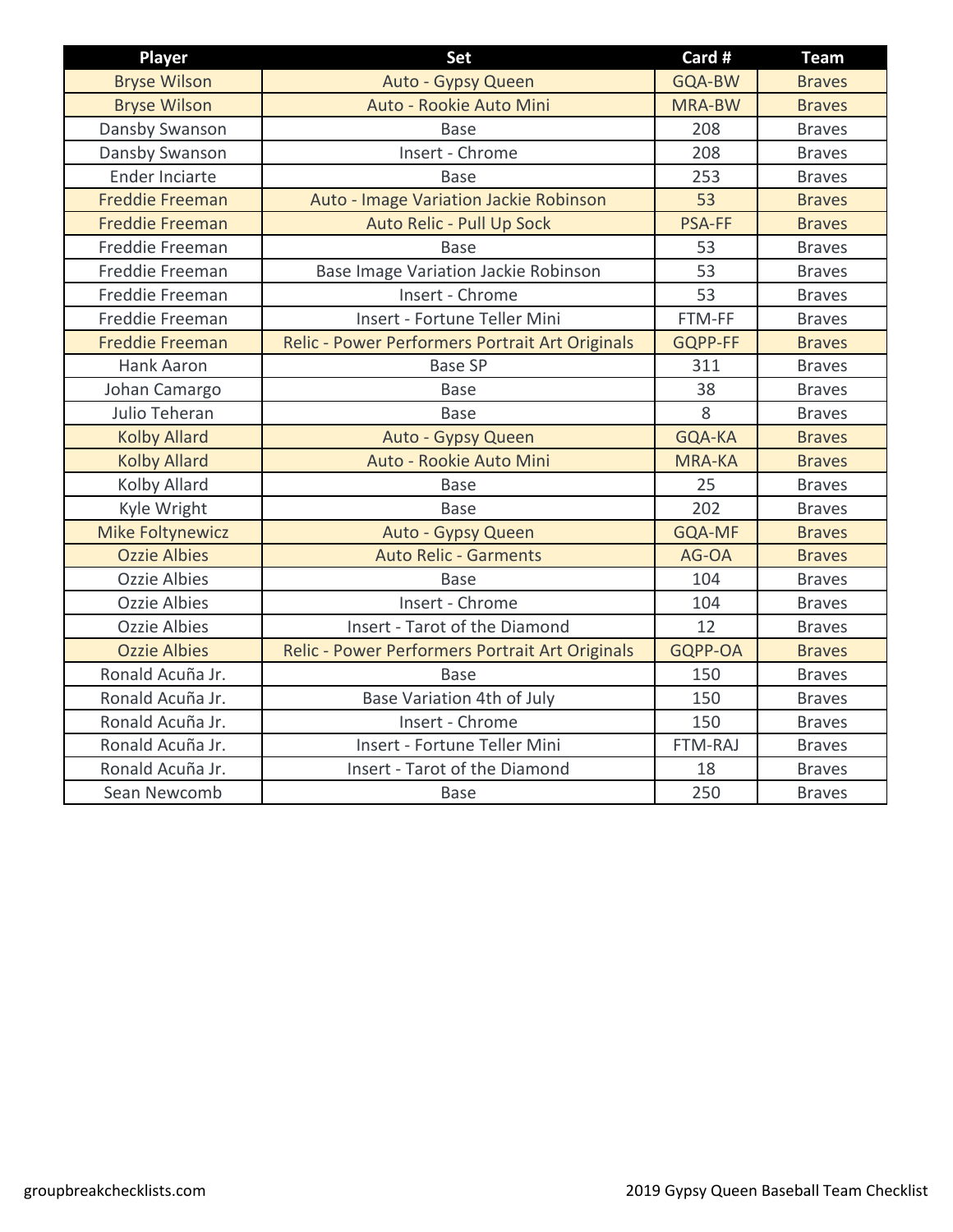| Player | Set | Card # | Team |
|---|---|---|---|
| Bryse Wilson | Auto - Gypsy Queen | GQA-BW | Braves |
| Bryse Wilson | Auto - Rookie Auto Mini | MRA-BW | Braves |
| Dansby Swanson | Base | 208 | Braves |
| Dansby Swanson | Insert - Chrome | 208 | Braves |
| Ender Inciarte | Base | 253 | Braves |
| Freddie Freeman | Auto - Image Variation Jackie Robinson | 53 | Braves |
| Freddie Freeman | Auto Relic - Pull Up Sock | PSA-FF | Braves |
| Freddie Freeman | Base | 53 | Braves |
| Freddie Freeman | Base Image Variation Jackie Robinson | 53 | Braves |
| Freddie Freeman | Insert - Chrome | 53 | Braves |
| Freddie Freeman | Insert - Fortune Teller Mini | FTM-FF | Braves |
| Freddie Freeman | Relic - Power Performers Portrait Art Originals | GQPP-FF | Braves |
| Hank Aaron | Base SP | 311 | Braves |
| Johan Camargo | Base | 38 | Braves |
| Julio Teheran | Base | 8 | Braves |
| Kolby Allard | Auto - Gypsy Queen | GQA-KA | Braves |
| Kolby Allard | Auto - Rookie Auto Mini | MRA-KA | Braves |
| Kolby Allard | Base | 25 | Braves |
| Kyle Wright | Base | 202 | Braves |
| Mike Foltynewicz | Auto - Gypsy Queen | GQA-MF | Braves |
| Ozzie Albies | Auto Relic - Garments | AG-OA | Braves |
| Ozzie Albies | Base | 104 | Braves |
| Ozzie Albies | Insert - Chrome | 104 | Braves |
| Ozzie Albies | Insert - Tarot of the Diamond | 12 | Braves |
| Ozzie Albies | Relic - Power Performers Portrait Art Originals | GQPP-OA | Braves |
| Ronald Acuña Jr. | Base | 150 | Braves |
| Ronald Acuña Jr. | Base Variation 4th of July | 150 | Braves |
| Ronald Acuña Jr. | Insert - Chrome | 150 | Braves |
| Ronald Acuña Jr. | Insert - Fortune Teller Mini | FTM-RAJ | Braves |
| Ronald Acuña Jr. | Insert - Tarot of the Diamond | 18 | Braves |
| Sean Newcomb | Base | 250 | Braves |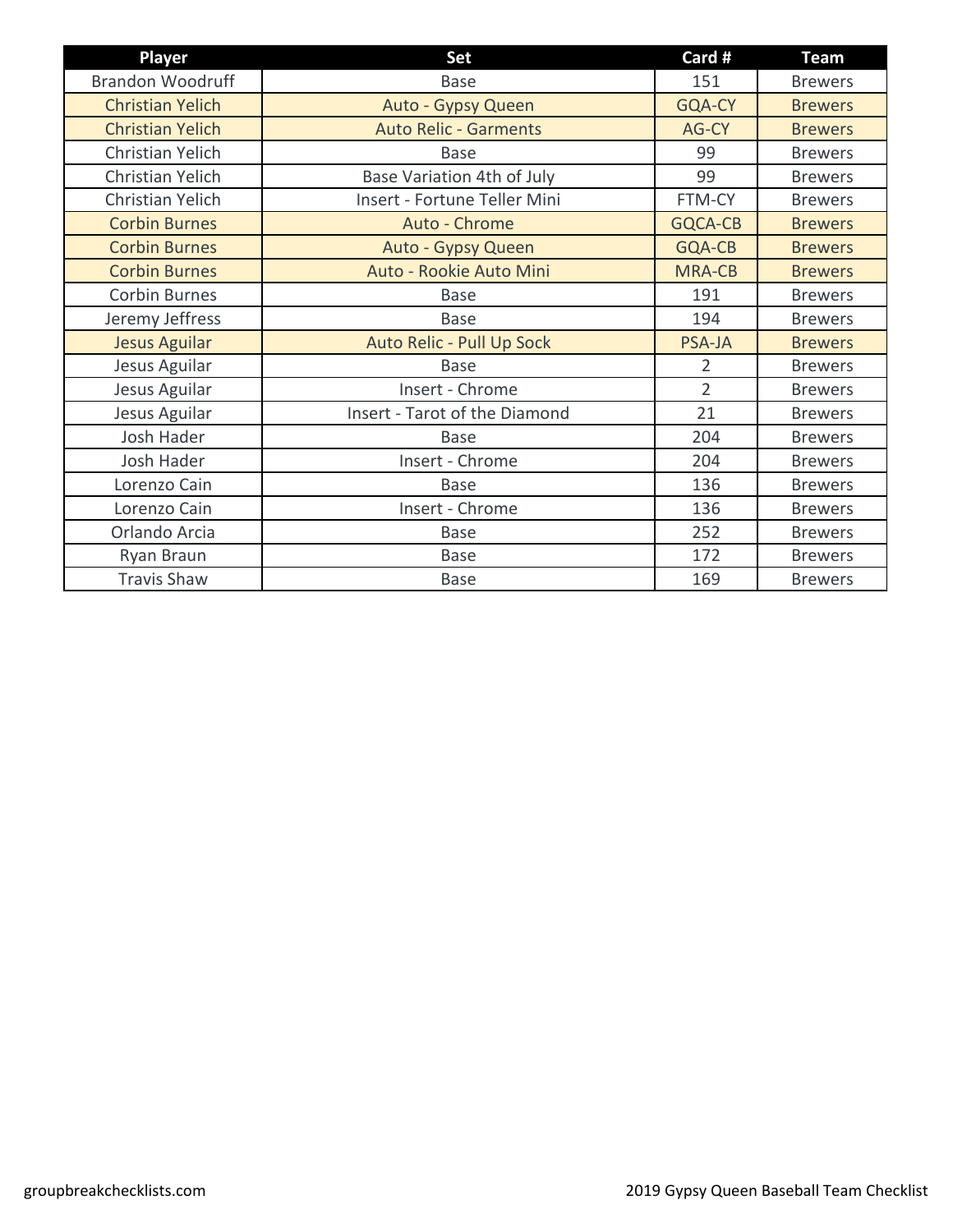| Player | Set | Card # | Team |
| --- | --- | --- | --- |
| Brandon Woodruff | Base | 151 | Brewers |
| Christian Yelich | Auto - Gypsy Queen | GQA-CY | Brewers |
| Christian Yelich | Auto Relic - Garments | AG-CY | Brewers |
| Christian Yelich | Base | 99 | Brewers |
| Christian Yelich | Base Variation 4th of July | 99 | Brewers |
| Christian Yelich | Insert - Fortune Teller Mini | FTM-CY | Brewers |
| Corbin Burnes | Auto - Chrome | GQCA-CB | Brewers |
| Corbin Burnes | Auto - Gypsy Queen | GQA-CB | Brewers |
| Corbin Burnes | Auto - Rookie Auto Mini | MRA-CB | Brewers |
| Corbin Burnes | Base | 191 | Brewers |
| Jeremy Jeffress | Base | 194 | Brewers |
| Jesus Aguilar | Auto Relic - Pull Up Sock | PSA-JA | Brewers |
| Jesus Aguilar | Base | 2 | Brewers |
| Jesus Aguilar | Insert - Chrome | 2 | Brewers |
| Jesus Aguilar | Insert - Tarot of the Diamond | 21 | Brewers |
| Josh Hader | Base | 204 | Brewers |
| Josh Hader | Insert - Chrome | 204 | Brewers |
| Lorenzo Cain | Base | 136 | Brewers |
| Lorenzo Cain | Insert - Chrome | 136 | Brewers |
| Orlando Arcia | Base | 252 | Brewers |
| Ryan Braun | Base | 172 | Brewers |
| Travis Shaw | Base | 169 | Brewers |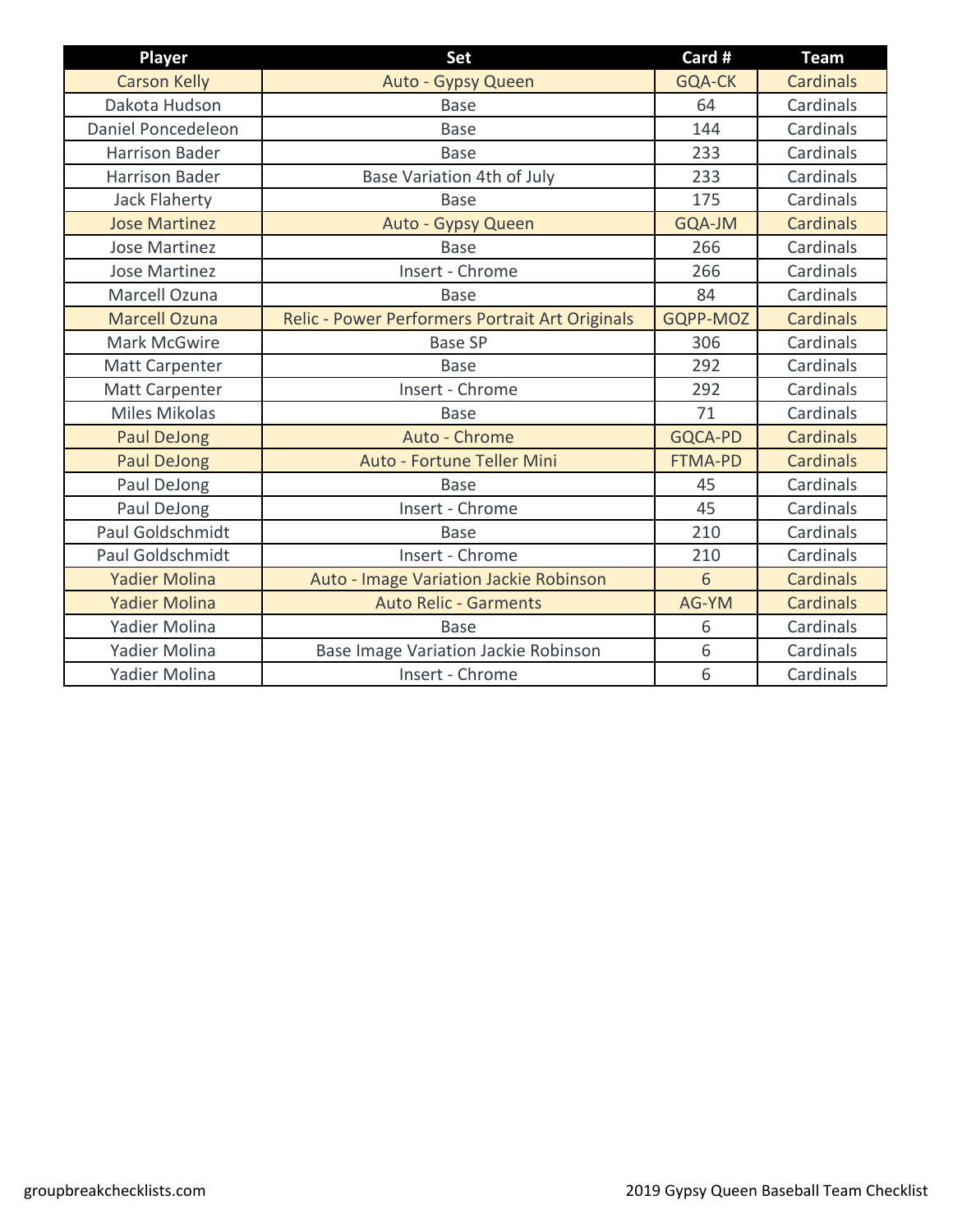| Player | Set | Card # | Team |
| --- | --- | --- | --- |
| Carson Kelly | Auto - Gypsy Queen | GQA-CK | Cardinals |
| Dakota Hudson | Base | 64 | Cardinals |
| Daniel Poncedeleon | Base | 144 | Cardinals |
| Harrison Bader | Base | 233 | Cardinals |
| Harrison Bader | Base Variation 4th of July | 233 | Cardinals |
| Jack Flaherty | Base | 175 | Cardinals |
| Jose Martinez | Auto - Gypsy Queen | GQA-JM | Cardinals |
| Jose Martinez | Base | 266 | Cardinals |
| Jose Martinez | Insert - Chrome | 266 | Cardinals |
| Marcell Ozuna | Base | 84 | Cardinals |
| Marcell Ozuna | Relic - Power Performers Portrait Art Originals | GQPP-MOZ | Cardinals |
| Mark McGwire | Base SP | 306 | Cardinals |
| Matt Carpenter | Base | 292 | Cardinals |
| Matt Carpenter | Insert - Chrome | 292 | Cardinals |
| Miles Mikolas | Base | 71 | Cardinals |
| Paul DeJong | Auto - Chrome | GQCA-PD | Cardinals |
| Paul DeJong | Auto - Fortune Teller Mini | FTMA-PD | Cardinals |
| Paul DeJong | Base | 45 | Cardinals |
| Paul DeJong | Insert - Chrome | 45 | Cardinals |
| Paul Goldschmidt | Base | 210 | Cardinals |
| Paul Goldschmidt | Insert - Chrome | 210 | Cardinals |
| Yadier Molina | Auto - Image Variation Jackie Robinson | 6 | Cardinals |
| Yadier Molina | Auto Relic - Garments | AG-YM | Cardinals |
| Yadier Molina | Base | 6 | Cardinals |
| Yadier Molina | Base Image Variation Jackie Robinson | 6 | Cardinals |
| Yadier Molina | Insert - Chrome | 6 | Cardinals |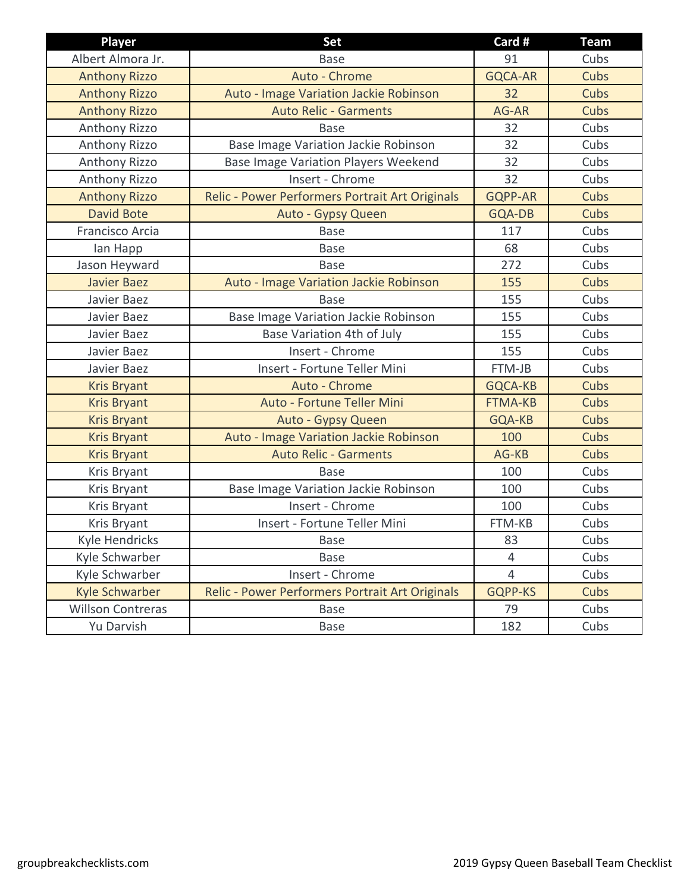| Player | Set | Card # | Team |
| --- | --- | --- | --- |
| Albert Almora Jr. | Base | 91 | Cubs |
| Anthony Rizzo | Auto - Chrome | GQCA-AR | Cubs |
| Anthony Rizzo | Auto - Image Variation Jackie Robinson | 32 | Cubs |
| Anthony Rizzo | Auto Relic - Garments | AG-AR | Cubs |
| Anthony Rizzo | Base | 32 | Cubs |
| Anthony Rizzo | Base Image Variation Jackie Robinson | 32 | Cubs |
| Anthony Rizzo | Base Image Variation Players Weekend | 32 | Cubs |
| Anthony Rizzo | Insert - Chrome | 32 | Cubs |
| Anthony Rizzo | Relic - Power Performers Portrait Art Originals | GQPP-AR | Cubs |
| David Bote | Auto - Gypsy Queen | GQA-DB | Cubs |
| Francisco Arcia | Base | 117 | Cubs |
| Ian Happ | Base | 68 | Cubs |
| Jason Heyward | Base | 272 | Cubs |
| Javier Baez | Auto - Image Variation Jackie Robinson | 155 | Cubs |
| Javier Baez | Base | 155 | Cubs |
| Javier Baez | Base Image Variation Jackie Robinson | 155 | Cubs |
| Javier Baez | Base Variation 4th of July | 155 | Cubs |
| Javier Baez | Insert - Chrome | 155 | Cubs |
| Javier Baez | Insert - Fortune Teller Mini | FTM-JB | Cubs |
| Kris Bryant | Auto - Chrome | GQCA-KB | Cubs |
| Kris Bryant | Auto - Fortune Teller Mini | FTMA-KB | Cubs |
| Kris Bryant | Auto - Gypsy Queen | GQA-KB | Cubs |
| Kris Bryant | Auto - Image Variation Jackie Robinson | 100 | Cubs |
| Kris Bryant | Auto Relic - Garments | AG-KB | Cubs |
| Kris Bryant | Base | 100 | Cubs |
| Kris Bryant | Base Image Variation Jackie Robinson | 100 | Cubs |
| Kris Bryant | Insert - Chrome | 100 | Cubs |
| Kris Bryant | Insert - Fortune Teller Mini | FTM-KB | Cubs |
| Kyle Hendricks | Base | 83 | Cubs |
| Kyle Schwarber | Base | 4 | Cubs |
| Kyle Schwarber | Insert - Chrome | 4 | Cubs |
| Kyle Schwarber | Relic - Power Performers Portrait Art Originals | GQPP-KS | Cubs |
| Willson Contreras | Base | 79 | Cubs |
| Yu Darvish | Base | 182 | Cubs |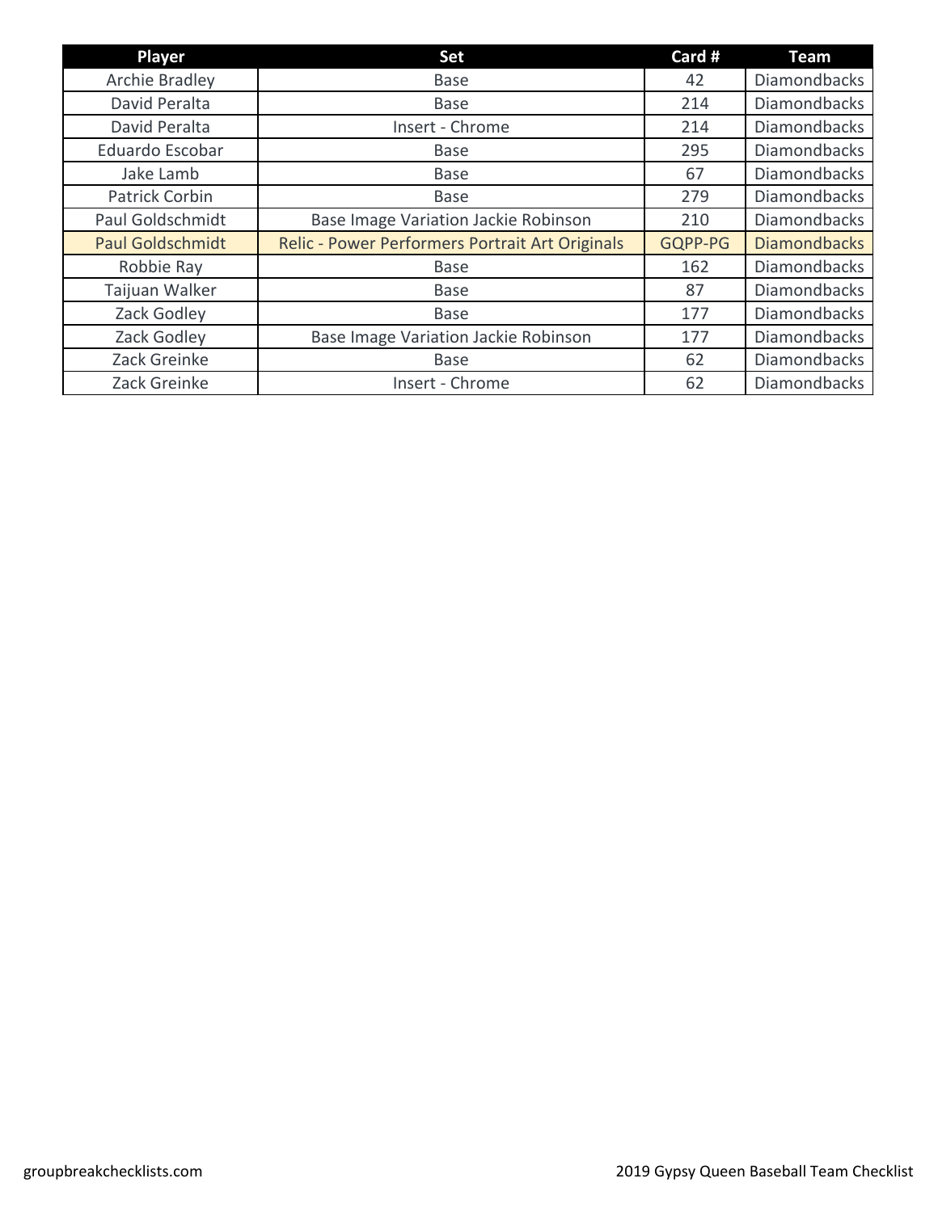| Player | Set | Card # | Team |
|---|---|---|---|
| Archie Bradley | Base | 42 | Diamondbacks |
| David Peralta | Base | 214 | Diamondbacks |
| David Peralta | Insert - Chrome | 214 | Diamondbacks |
| Eduardo Escobar | Base | 295 | Diamondbacks |
| Jake Lamb | Base | 67 | Diamondbacks |
| Patrick Corbin | Base | 279 | Diamondbacks |
| Paul Goldschmidt | Base Image Variation Jackie Robinson | 210 | Diamondbacks |
| Paul Goldschmidt | Relic - Power Performers Portrait Art Originals | GQPP-PG | Diamondbacks |
| Robbie Ray | Base | 162 | Diamondbacks |
| Taijuan Walker | Base | 87 | Diamondbacks |
| Zack Godley | Base | 177 | Diamondbacks |
| Zack Godley | Base Image Variation Jackie Robinson | 177 | Diamondbacks |
| Zack Greinke | Base | 62 | Diamondbacks |
| Zack Greinke | Insert - Chrome | 62 | Diamondbacks |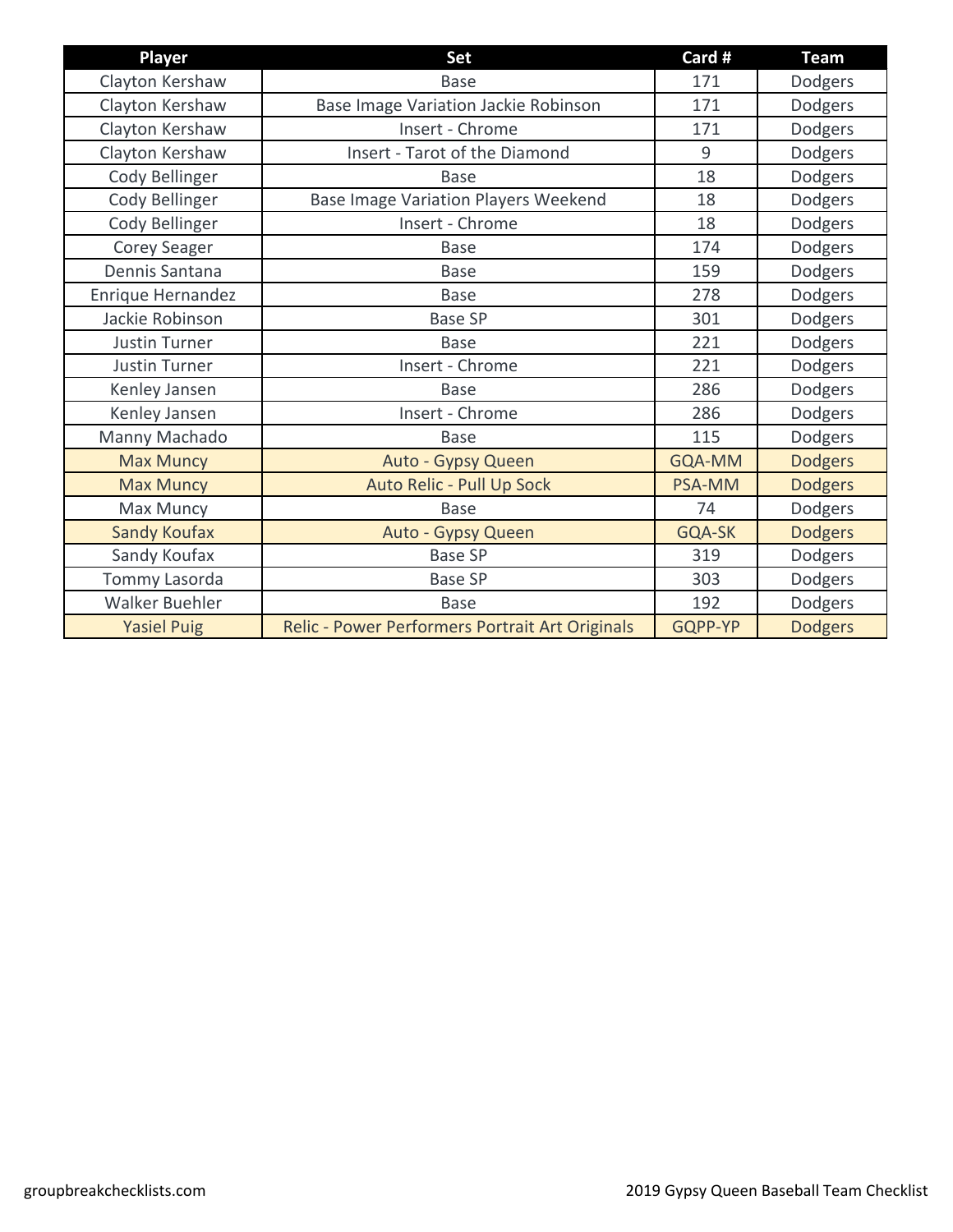| Player | Set | Card # | Team |
| --- | --- | --- | --- |
| Clayton Kershaw | Base | 171 | Dodgers |
| Clayton Kershaw | Base Image Variation Jackie Robinson | 171 | Dodgers |
| Clayton Kershaw | Insert - Chrome | 171 | Dodgers |
| Clayton Kershaw | Insert - Tarot of the Diamond | 9 | Dodgers |
| Cody Bellinger | Base | 18 | Dodgers |
| Cody Bellinger | Base Image Variation Players Weekend | 18 | Dodgers |
| Cody Bellinger | Insert - Chrome | 18 | Dodgers |
| Corey Seager | Base | 174 | Dodgers |
| Dennis Santana | Base | 159 | Dodgers |
| Enrique Hernandez | Base | 278 | Dodgers |
| Jackie Robinson | Base SP | 301 | Dodgers |
| Justin Turner | Base | 221 | Dodgers |
| Justin Turner | Insert - Chrome | 221 | Dodgers |
| Kenley Jansen | Base | 286 | Dodgers |
| Kenley Jansen | Insert - Chrome | 286 | Dodgers |
| Manny Machado | Base | 115 | Dodgers |
| Max Muncy | Auto - Gypsy Queen | GQA-MM | Dodgers |
| Max Muncy | Auto Relic - Pull Up Sock | PSA-MM | Dodgers |
| Max Muncy | Base | 74 | Dodgers |
| Sandy Koufax | Auto - Gypsy Queen | GQA-SK | Dodgers |
| Sandy Koufax | Base SP | 319 | Dodgers |
| Tommy Lasorda | Base SP | 303 | Dodgers |
| Walker Buehler | Base | 192 | Dodgers |
| Yasiel Puig | Relic - Power Performers Portrait Art Originals | GQPP-YP | Dodgers |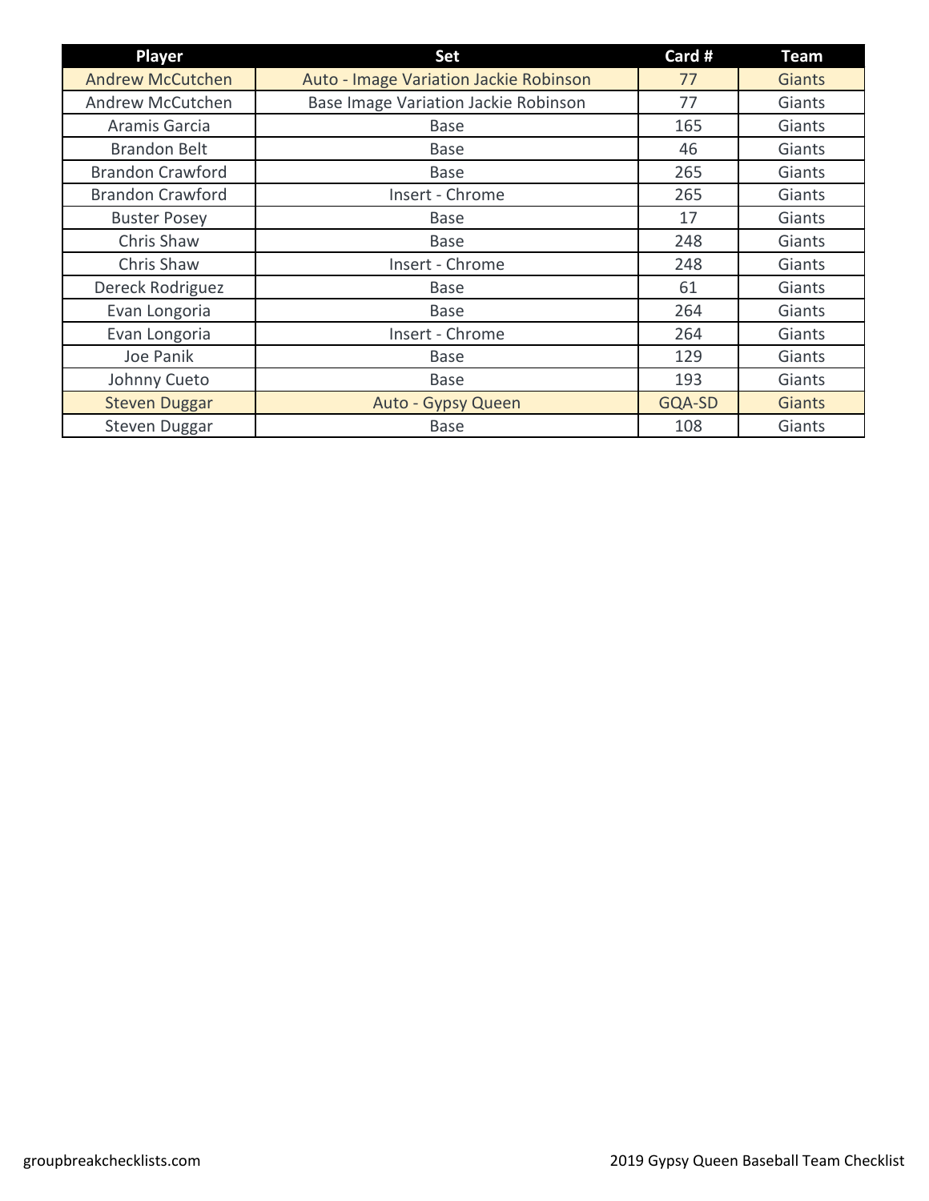| Player | Set | Card # | Team |
| --- | --- | --- | --- |
| Andrew McCutchen | Auto - Image Variation Jackie Robinson | 77 | Giants |
| Andrew McCutchen | Base Image Variation Jackie Robinson | 77 | Giants |
| Aramis Garcia | Base | 165 | Giants |
| Brandon Belt | Base | 46 | Giants |
| Brandon Crawford | Base | 265 | Giants |
| Brandon Crawford | Insert - Chrome | 265 | Giants |
| Buster Posey | Base | 17 | Giants |
| Chris Shaw | Base | 248 | Giants |
| Chris Shaw | Insert - Chrome | 248 | Giants |
| Dereck Rodriguez | Base | 61 | Giants |
| Evan Longoria | Base | 264 | Giants |
| Evan Longoria | Insert - Chrome | 264 | Giants |
| Joe Panik | Base | 129 | Giants |
| Johnny Cueto | Base | 193 | Giants |
| Steven Duggar | Auto - Gypsy Queen | GQA-SD | Giants |
| Steven Duggar | Base | 108 | Giants |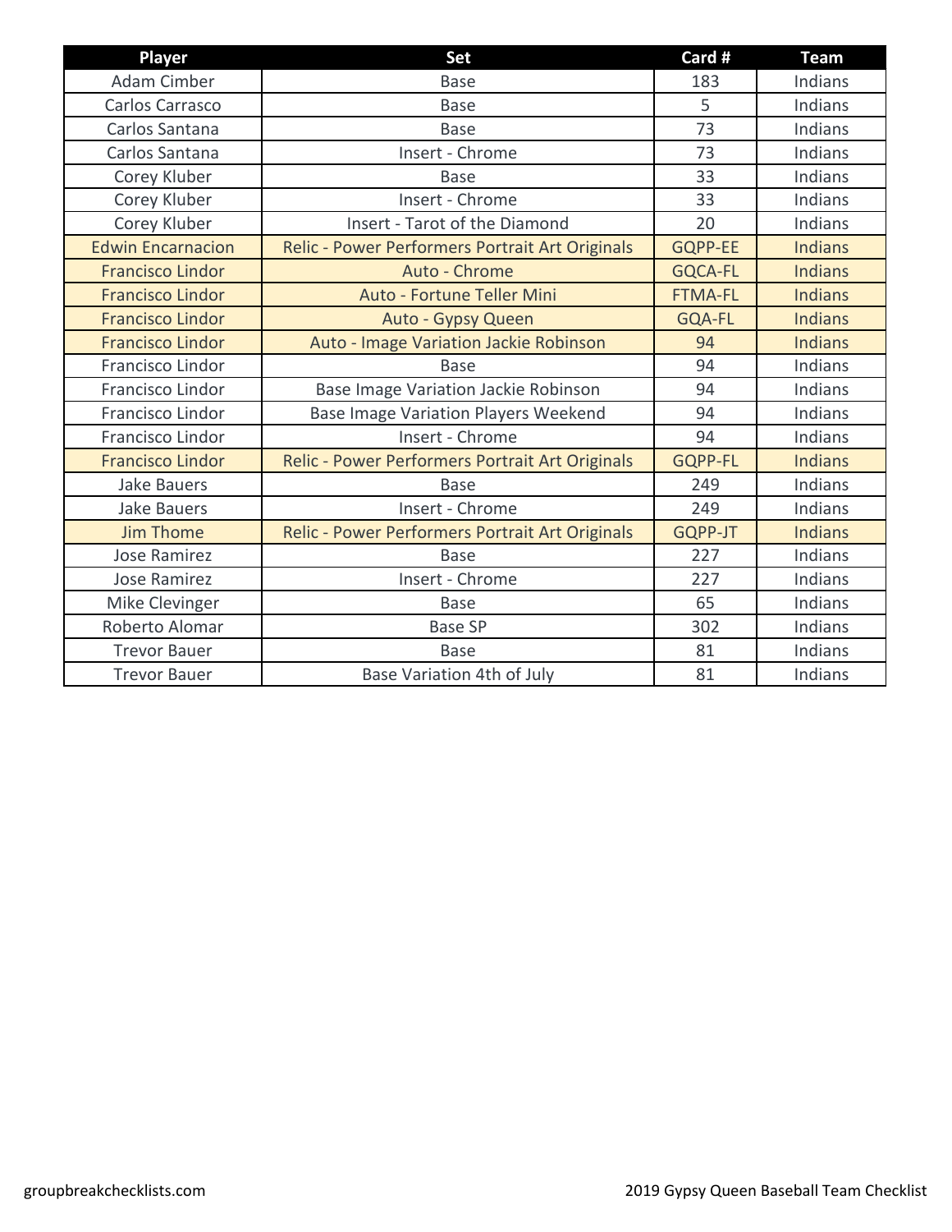| Player | Set | Card # | Team |
| --- | --- | --- | --- |
| Adam Cimber | Base | 183 | Indians |
| Carlos Carrasco | Base | 5 | Indians |
| Carlos Santana | Base | 73 | Indians |
| Carlos Santana | Insert - Chrome | 73 | Indians |
| Corey Kluber | Base | 33 | Indians |
| Corey Kluber | Insert - Chrome | 33 | Indians |
| Corey Kluber | Insert - Tarot of the Diamond | 20 | Indians |
| Edwin Encarnacion | Relic - Power Performers Portrait Art Originals | GQPP-EE | Indians |
| Francisco Lindor | Auto - Chrome | GQCA-FL | Indians |
| Francisco Lindor | Auto - Fortune Teller Mini | FTMA-FL | Indians |
| Francisco Lindor | Auto - Gypsy Queen | GQA-FL | Indians |
| Francisco Lindor | Auto - Image Variation Jackie Robinson | 94 | Indians |
| Francisco Lindor | Base | 94 | Indians |
| Francisco Lindor | Base Image Variation Jackie Robinson | 94 | Indians |
| Francisco Lindor | Base Image Variation Players Weekend | 94 | Indians |
| Francisco Lindor | Insert - Chrome | 94 | Indians |
| Francisco Lindor | Relic - Power Performers Portrait Art Originals | GQPP-FL | Indians |
| Jake Bauers | Base | 249 | Indians |
| Jake Bauers | Insert - Chrome | 249 | Indians |
| Jim Thome | Relic - Power Performers Portrait Art Originals | GQPP-JT | Indians |
| Jose Ramirez | Base | 227 | Indians |
| Jose Ramirez | Insert - Chrome | 227 | Indians |
| Mike Clevinger | Base | 65 | Indians |
| Roberto Alomar | Base SP | 302 | Indians |
| Trevor Bauer | Base | 81 | Indians |
| Trevor Bauer | Base Variation 4th of July | 81 | Indians |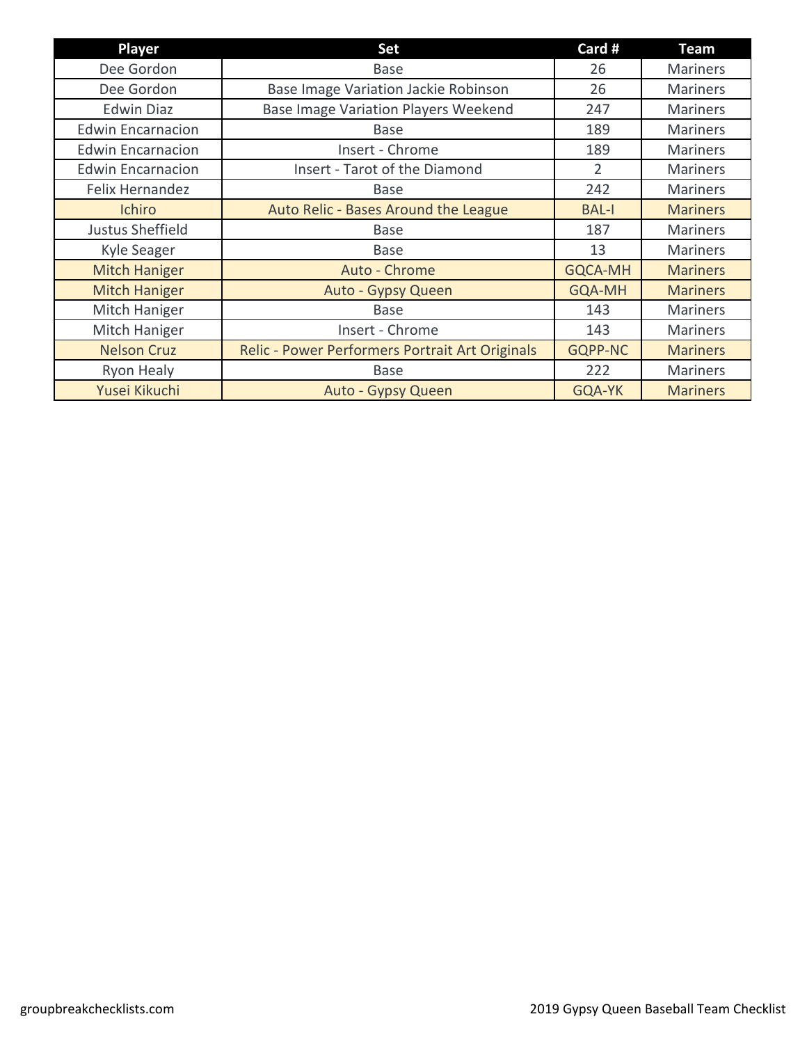| Player | Set | Card # | Team |
|---|---|---|---|
| Dee Gordon | Base | 26 | Mariners |
| Dee Gordon | Base Image Variation Jackie Robinson | 26 | Mariners |
| Edwin Diaz | Base Image Variation Players Weekend | 247 | Mariners |
| Edwin Encarnacion | Base | 189 | Mariners |
| Edwin Encarnacion | Insert - Chrome | 189 | Mariners |
| Edwin Encarnacion | Insert - Tarot of the Diamond | 2 | Mariners |
| Felix Hernandez | Base | 242 | Mariners |
| Ichiro | Auto Relic - Bases Around the League | BAL-I | Mariners |
| Justus Sheffield | Base | 187 | Mariners |
| Kyle Seager | Base | 13 | Mariners |
| Mitch Haniger | Auto - Chrome | GQCA-MH | Mariners |
| Mitch Haniger | Auto - Gypsy Queen | GQA-MH | Mariners |
| Mitch Haniger | Base | 143 | Mariners |
| Mitch Haniger | Insert - Chrome | 143 | Mariners |
| Nelson Cruz | Relic - Power Performers Portrait Art Originals | GQPP-NC | Mariners |
| Ryon Healy | Base | 222 | Mariners |
| Yusei Kikuchi | Auto - Gypsy Queen | GQA-YK | Mariners |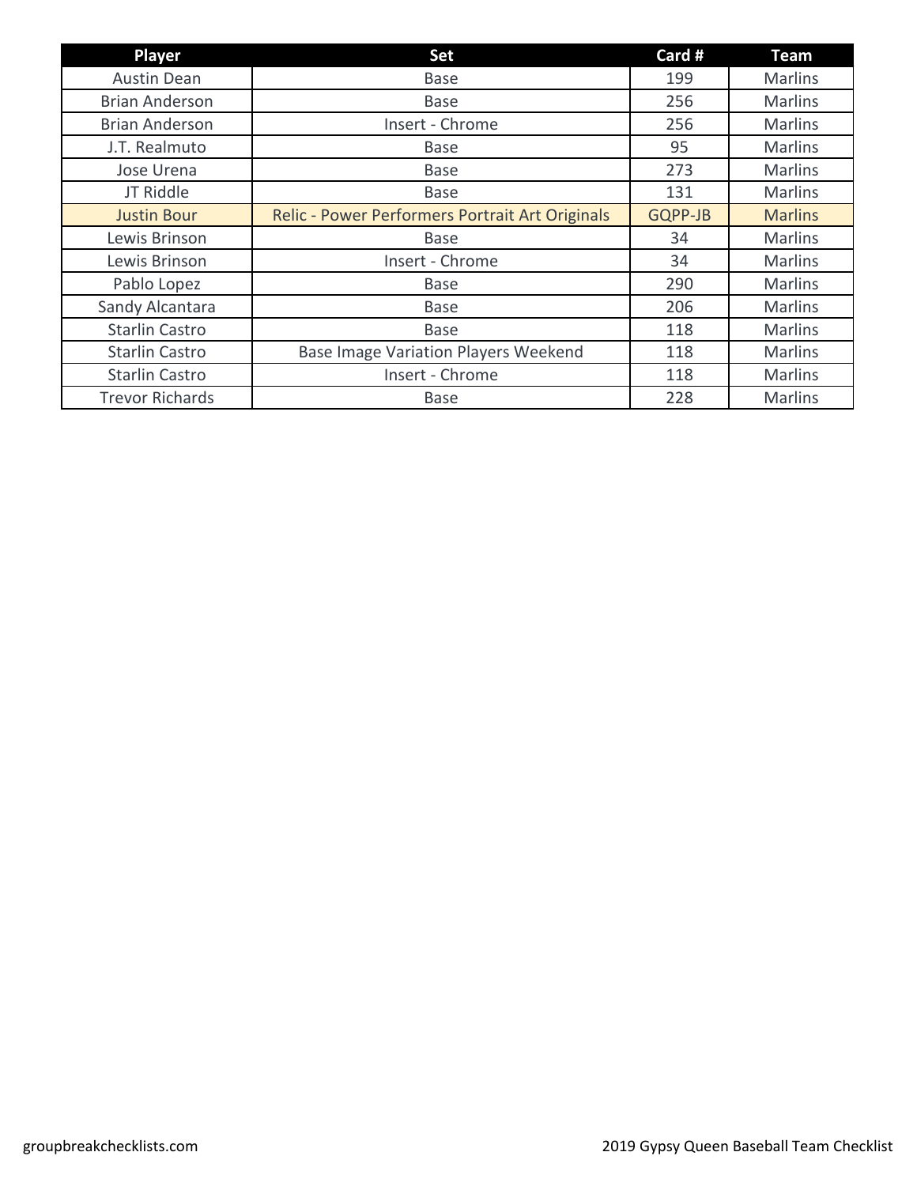| Player | Set | Card # | Team |
| --- | --- | --- | --- |
| Austin Dean | Base | 199 | Marlins |
| Brian Anderson | Base | 256 | Marlins |
| Brian Anderson | Insert - Chrome | 256 | Marlins |
| J.T. Realmuto | Base | 95 | Marlins |
| Jose Urena | Base | 273 | Marlins |
| JT Riddle | Base | 131 | Marlins |
| Justin Bour | Relic - Power Performers Portrait Art Originals | GQPP-JB | Marlins |
| Lewis Brinson | Base | 34 | Marlins |
| Lewis Brinson | Insert - Chrome | 34 | Marlins |
| Pablo Lopez | Base | 290 | Marlins |
| Sandy Alcantara | Base | 206 | Marlins |
| Starlin Castro | Base | 118 | Marlins |
| Starlin Castro | Base Image Variation Players Weekend | 118 | Marlins |
| Starlin Castro | Insert - Chrome | 118 | Marlins |
| Trevor Richards | Base | 228 | Marlins |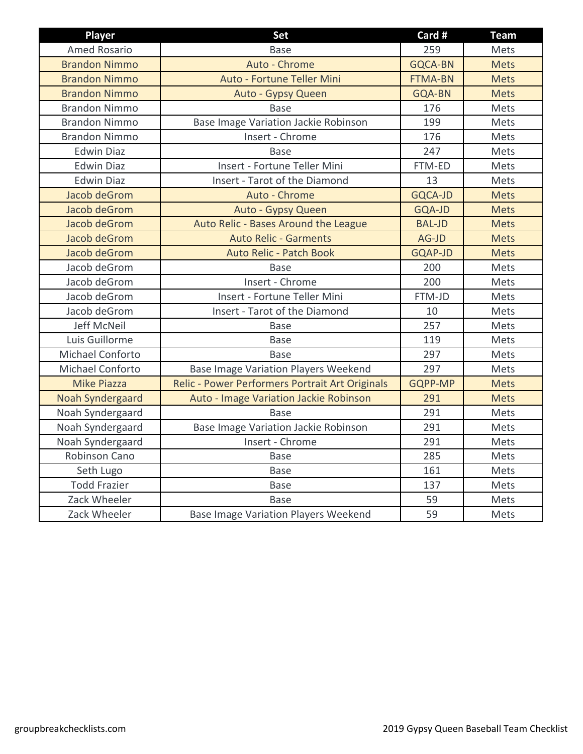| Player | Set | Card # | Team |
|---|---|---|---|
| Amed Rosario | Base | 259 | Mets |
| Brandon Nimmo | Auto - Chrome | GQCA-BN | Mets |
| Brandon Nimmo | Auto - Fortune Teller Mini | FTMA-BN | Mets |
| Brandon Nimmo | Auto - Gypsy Queen | GQA-BN | Mets |
| Brandon Nimmo | Base | 176 | Mets |
| Brandon Nimmo | Base Image Variation Jackie Robinson | 199 | Mets |
| Brandon Nimmo | Insert - Chrome | 176 | Mets |
| Edwin Diaz | Base | 247 | Mets |
| Edwin Diaz | Insert - Fortune Teller Mini | FTM-ED | Mets |
| Edwin Diaz | Insert - Tarot of the Diamond | 13 | Mets |
| Jacob deGrom | Auto - Chrome | GQCA-JD | Mets |
| Jacob deGrom | Auto - Gypsy Queen | GQA-JD | Mets |
| Jacob deGrom | Auto Relic - Bases Around the League | BAL-JD | Mets |
| Jacob deGrom | Auto Relic - Garments | AG-JD | Mets |
| Jacob deGrom | Auto Relic - Patch Book | GQAP-JD | Mets |
| Jacob deGrom | Base | 200 | Mets |
| Jacob deGrom | Insert - Chrome | 200 | Mets |
| Jacob deGrom | Insert - Fortune Teller Mini | FTM-JD | Mets |
| Jacob deGrom | Insert - Tarot of the Diamond | 10 | Mets |
| Jeff McNeil | Base | 257 | Mets |
| Luis Guillorme | Base | 119 | Mets |
| Michael Conforto | Base | 297 | Mets |
| Michael Conforto | Base Image Variation Players Weekend | 297 | Mets |
| Mike Piazza | Relic - Power Performers Portrait Art Originals | GQPP-MP | Mets |
| Noah Syndergaard | Auto - Image Variation Jackie Robinson | 291 | Mets |
| Noah Syndergaard | Base | 291 | Mets |
| Noah Syndergaard | Base Image Variation Jackie Robinson | 291 | Mets |
| Noah Syndergaard | Insert - Chrome | 291 | Mets |
| Robinson Cano | Base | 285 | Mets |
| Seth Lugo | Base | 161 | Mets |
| Todd Frazier | Base | 137 | Mets |
| Zack Wheeler | Base | 59 | Mets |
| Zack Wheeler | Base Image Variation Players Weekend | 59 | Mets |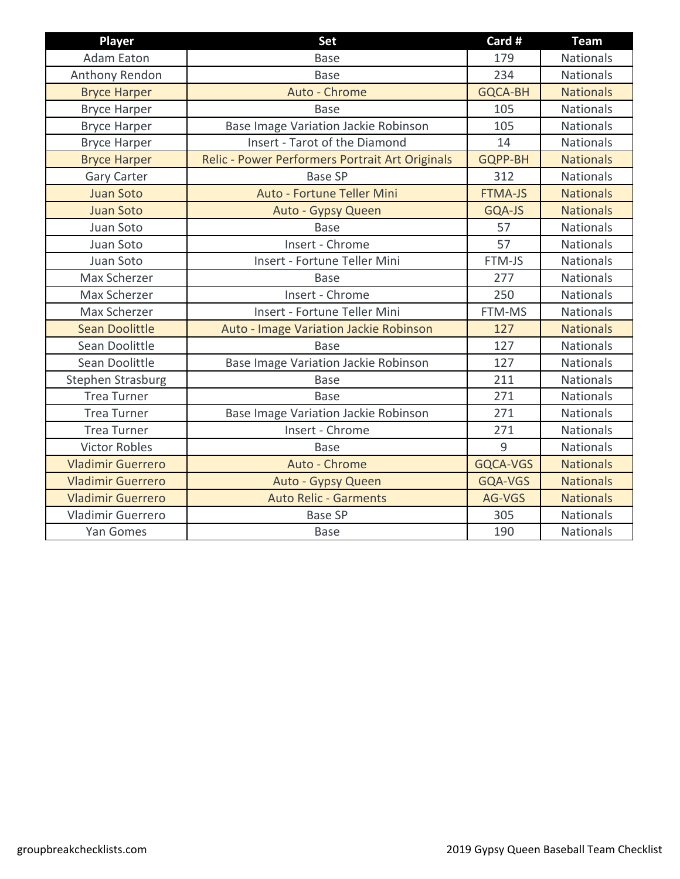| Player | Set | Card # | Team |
| --- | --- | --- | --- |
| Adam Eaton | Base | 179 | Nationals |
| Anthony Rendon | Base | 234 | Nationals |
| Bryce Harper | Auto - Chrome | GQCA-BH | Nationals |
| Bryce Harper | Base | 105 | Nationals |
| Bryce Harper | Base Image Variation Jackie Robinson | 105 | Nationals |
| Bryce Harper | Insert - Tarot of the Diamond | 14 | Nationals |
| Bryce Harper | Relic - Power Performers Portrait Art Originals | GQPP-BH | Nationals |
| Gary Carter | Base SP | 312 | Nationals |
| Juan Soto | Auto - Fortune Teller Mini | FTMA-JS | Nationals |
| Juan Soto | Auto - Gypsy Queen | GQA-JS | Nationals |
| Juan Soto | Base | 57 | Nationals |
| Juan Soto | Insert - Chrome | 57 | Nationals |
| Juan Soto | Insert - Fortune Teller Mini | FTM-JS | Nationals |
| Max Scherzer | Base | 277 | Nationals |
| Max Scherzer | Insert - Chrome | 250 | Nationals |
| Max Scherzer | Insert - Fortune Teller Mini | FTM-MS | Nationals |
| Sean Doolittle | Auto - Image Variation Jackie Robinson | 127 | Nationals |
| Sean Doolittle | Base | 127 | Nationals |
| Sean Doolittle | Base Image Variation Jackie Robinson | 127 | Nationals |
| Stephen Strasburg | Base | 211 | Nationals |
| Trea Turner | Base | 271 | Nationals |
| Trea Turner | Base Image Variation Jackie Robinson | 271 | Nationals |
| Trea Turner | Insert - Chrome | 271 | Nationals |
| Victor Robles | Base | 9 | Nationals |
| Vladimir Guerrero | Auto - Chrome | GQCA-VGS | Nationals |
| Vladimir Guerrero | Auto - Gypsy Queen | GQA-VGS | Nationals |
| Vladimir Guerrero | Auto Relic - Garments | AG-VGS | Nationals |
| Vladimir Guerrero | Base SP | 305 | Nationals |
| Yan Gomes | Base | 190 | Nationals |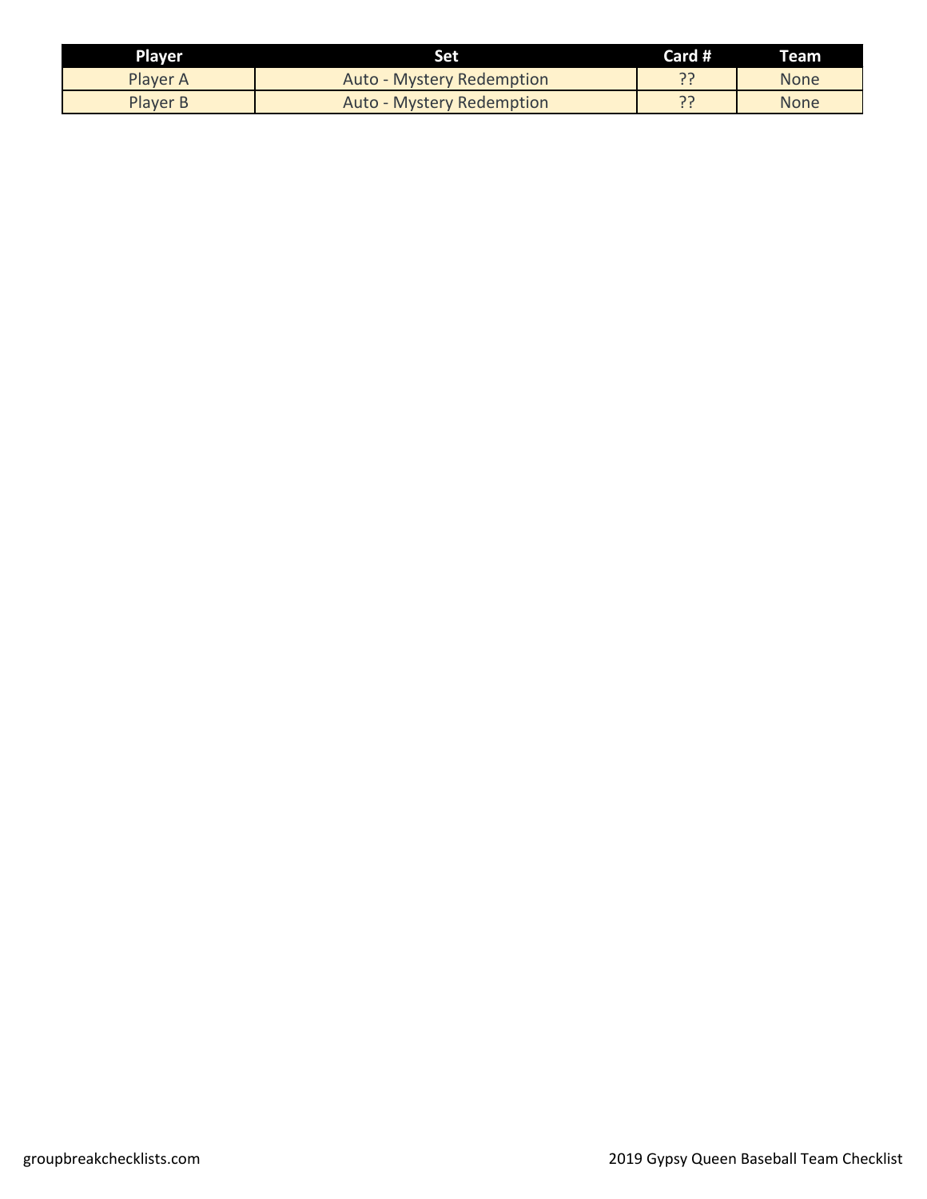| Player | Set | Card # | Team |
| --- | --- | --- | --- |
| Player A | Auto - Mystery Redemption | ?? | None |
| Player B | Auto - Mystery Redemption | ?? | None |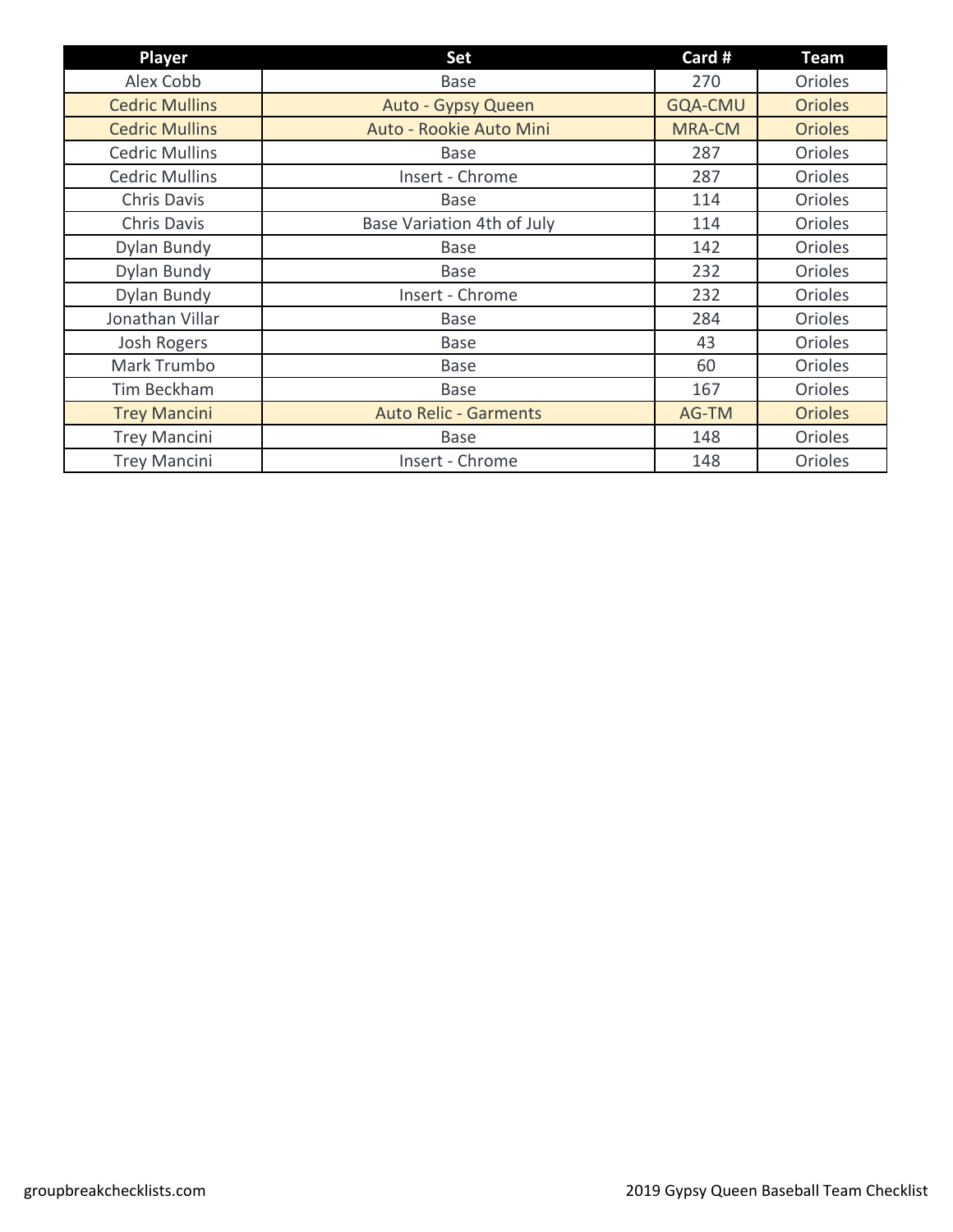| Player | Set | Card # | Team |
|---|---|---|---|
| Alex Cobb | Base | 270 | Orioles |
| Cedric Mullins | Auto - Gypsy Queen | GQA-CMU | Orioles |
| Cedric Mullins | Auto - Rookie Auto Mini | MRA-CM | Orioles |
| Cedric Mullins | Base | 287 | Orioles |
| Cedric Mullins | Insert - Chrome | 287 | Orioles |
| Chris Davis | Base | 114 | Orioles |
| Chris Davis | Base Variation 4th of July | 114 | Orioles |
| Dylan Bundy | Base | 142 | Orioles |
| Dylan Bundy | Base | 232 | Orioles |
| Dylan Bundy | Insert - Chrome | 232 | Orioles |
| Jonathan Villar | Base | 284 | Orioles |
| Josh Rogers | Base | 43 | Orioles |
| Mark Trumbo | Base | 60 | Orioles |
| Tim Beckham | Base | 167 | Orioles |
| Trey Mancini | Auto Relic - Garments | AG-TM | Orioles |
| Trey Mancini | Base | 148 | Orioles |
| Trey Mancini | Insert - Chrome | 148 | Orioles |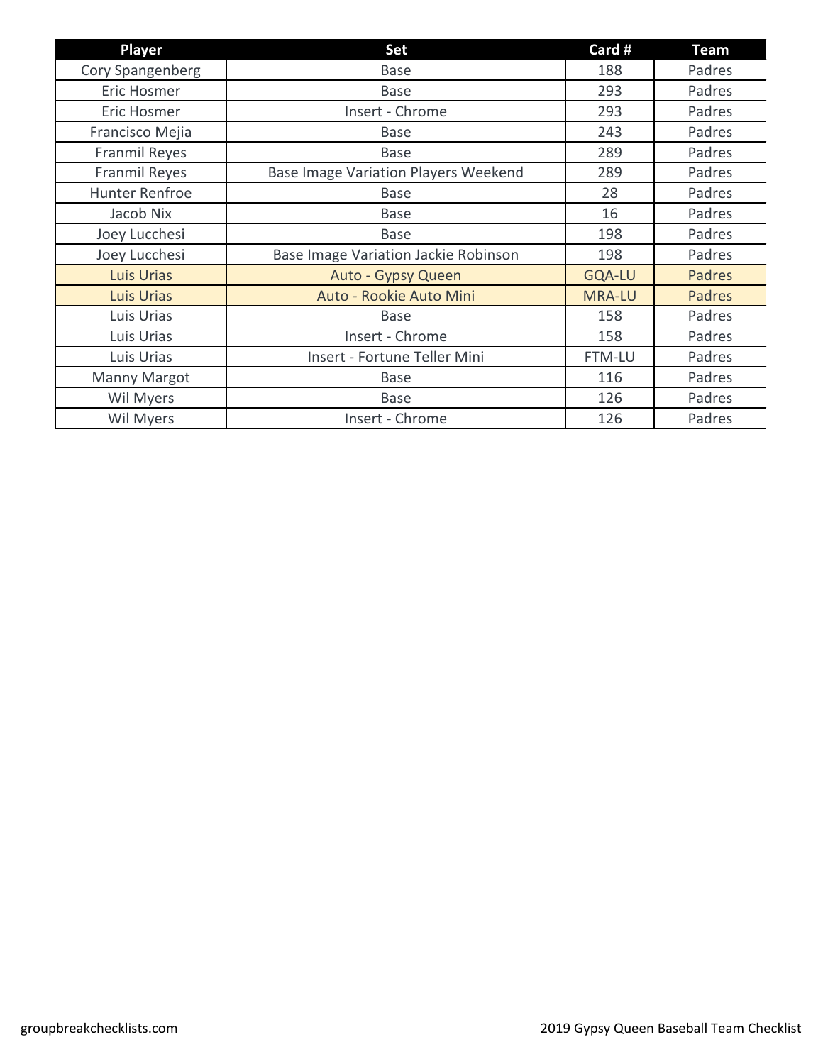| Player | Set | Card # | Team |
| --- | --- | --- | --- |
| Cory Spangenberg | Base | 188 | Padres |
| Eric Hosmer | Base | 293 | Padres |
| Eric Hosmer | Insert - Chrome | 293 | Padres |
| Francisco Mejia | Base | 243 | Padres |
| Franmil Reyes | Base | 289 | Padres |
| Franmil Reyes | Base Image Variation Players Weekend | 289 | Padres |
| Hunter Renfroe | Base | 28 | Padres |
| Jacob Nix | Base | 16 | Padres |
| Joey Lucchesi | Base | 198 | Padres |
| Joey Lucchesi | Base Image Variation Jackie Robinson | 198 | Padres |
| Luis Urias | Auto - Gypsy Queen | GQA-LU | Padres |
| Luis Urias | Auto - Rookie Auto Mini | MRA-LU | Padres |
| Luis Urias | Base | 158 | Padres |
| Luis Urias | Insert - Chrome | 158 | Padres |
| Luis Urias | Insert - Fortune Teller Mini | FTM-LU | Padres |
| Manny Margot | Base | 116 | Padres |
| Wil Myers | Base | 126 | Padres |
| Wil Myers | Insert - Chrome | 126 | Padres |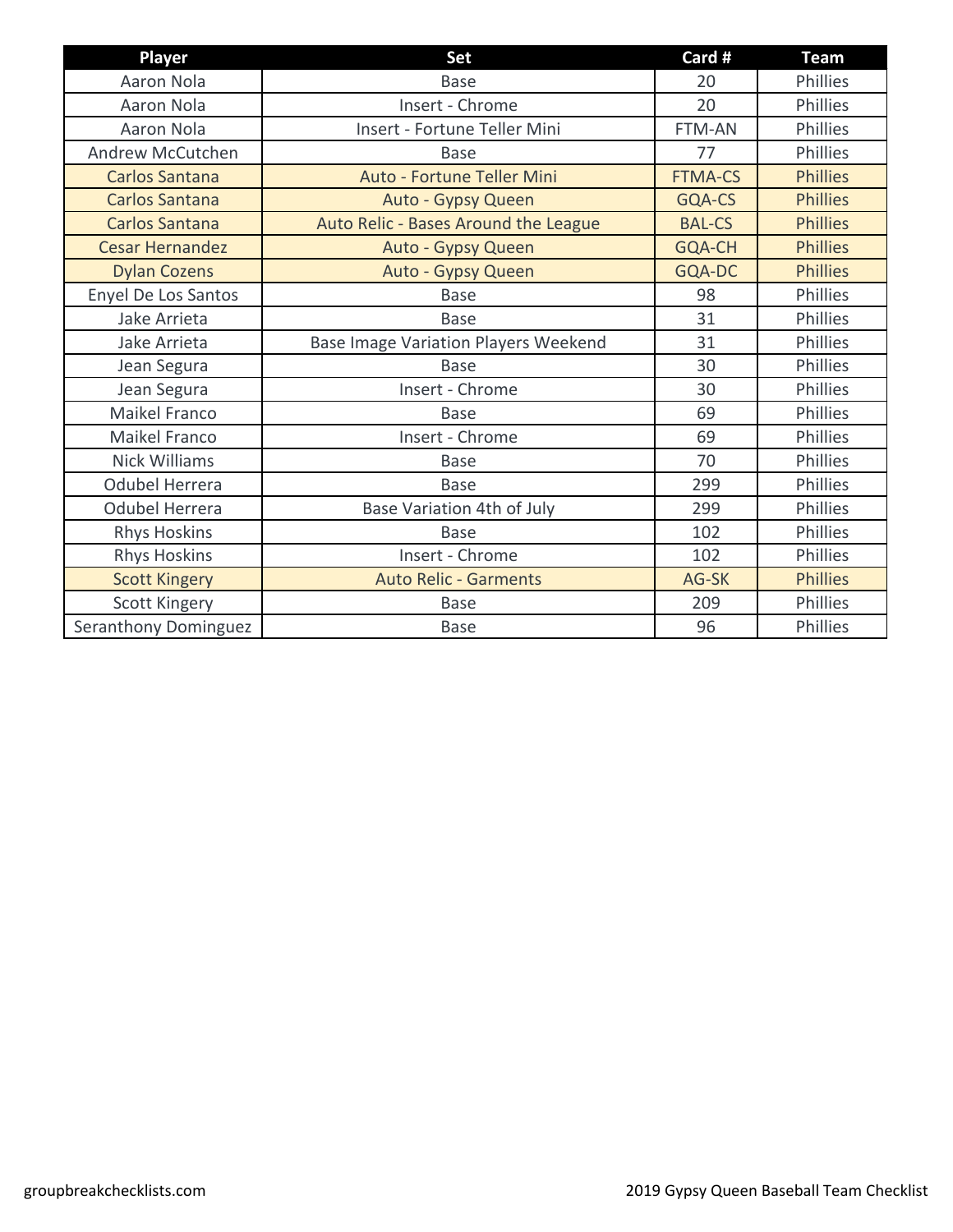| Player | Set | Card # | Team |
| --- | --- | --- | --- |
| Aaron Nola | Base | 20 | Phillies |
| Aaron Nola | Insert - Chrome | 20 | Phillies |
| Aaron Nola | Insert - Fortune Teller Mini | FTM-AN | Phillies |
| Andrew McCutchen | Base | 77 | Phillies |
| Carlos Santana | Auto - Fortune Teller Mini | FTMA-CS | Phillies |
| Carlos Santana | Auto - Gypsy Queen | GQA-CS | Phillies |
| Carlos Santana | Auto Relic - Bases Around the League | BAL-CS | Phillies |
| Cesar Hernandez | Auto - Gypsy Queen | GQA-CH | Phillies |
| Dylan Cozens | Auto - Gypsy Queen | GQA-DC | Phillies |
| Enyel De Los Santos | Base | 98 | Phillies |
| Jake Arrieta | Base | 31 | Phillies |
| Jake Arrieta | Base Image Variation Players Weekend | 31 | Phillies |
| Jean Segura | Base | 30 | Phillies |
| Jean Segura | Insert - Chrome | 30 | Phillies |
| Maikel Franco | Base | 69 | Phillies |
| Maikel Franco | Insert - Chrome | 69 | Phillies |
| Nick Williams | Base | 70 | Phillies |
| Odubel Herrera | Base | 299 | Phillies |
| Odubel Herrera | Base Variation 4th of July | 299 | Phillies |
| Rhys Hoskins | Base | 102 | Phillies |
| Rhys Hoskins | Insert - Chrome | 102 | Phillies |
| Scott Kingery | Auto Relic - Garments | AG-SK | Phillies |
| Scott Kingery | Base | 209 | Phillies |
| Seranthony Dominguez | Base | 96 | Phillies |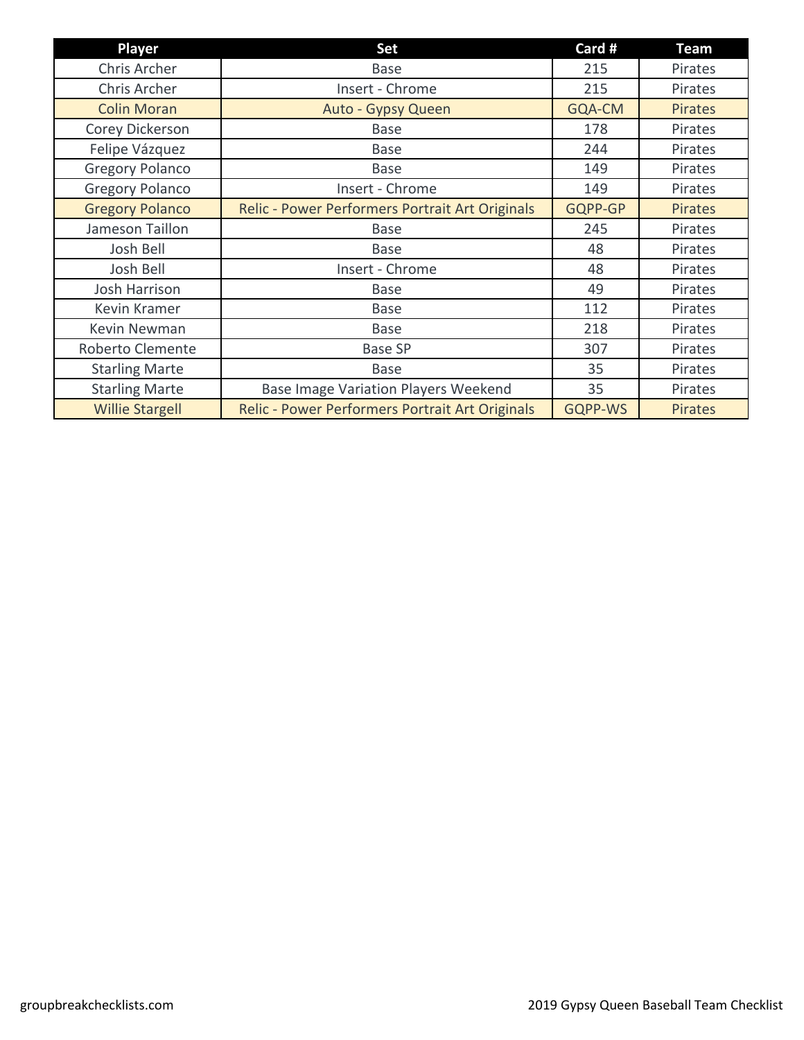| Player | Set | Card # | Team |
| --- | --- | --- | --- |
| Chris Archer | Base | 215 | Pirates |
| Chris Archer | Insert - Chrome | 215 | Pirates |
| Colin Moran | Auto - Gypsy Queen | GQA-CM | Pirates |
| Corey Dickerson | Base | 178 | Pirates |
| Felipe Vázquez | Base | 244 | Pirates |
| Gregory Polanco | Base | 149 | Pirates |
| Gregory Polanco | Insert - Chrome | 149 | Pirates |
| Gregory Polanco | Relic - Power Performers Portrait Art Originals | GQPP-GP | Pirates |
| Jameson Taillon | Base | 245 | Pirates |
| Josh Bell | Base | 48 | Pirates |
| Josh Bell | Insert - Chrome | 48 | Pirates |
| Josh Harrison | Base | 49 | Pirates |
| Kevin Kramer | Base | 112 | Pirates |
| Kevin Newman | Base | 218 | Pirates |
| Roberto Clemente | Base SP | 307 | Pirates |
| Starling Marte | Base | 35 | Pirates |
| Starling Marte | Base Image Variation Players Weekend | 35 | Pirates |
| Willie Stargell | Relic - Power Performers Portrait Art Originals | GQPP-WS | Pirates |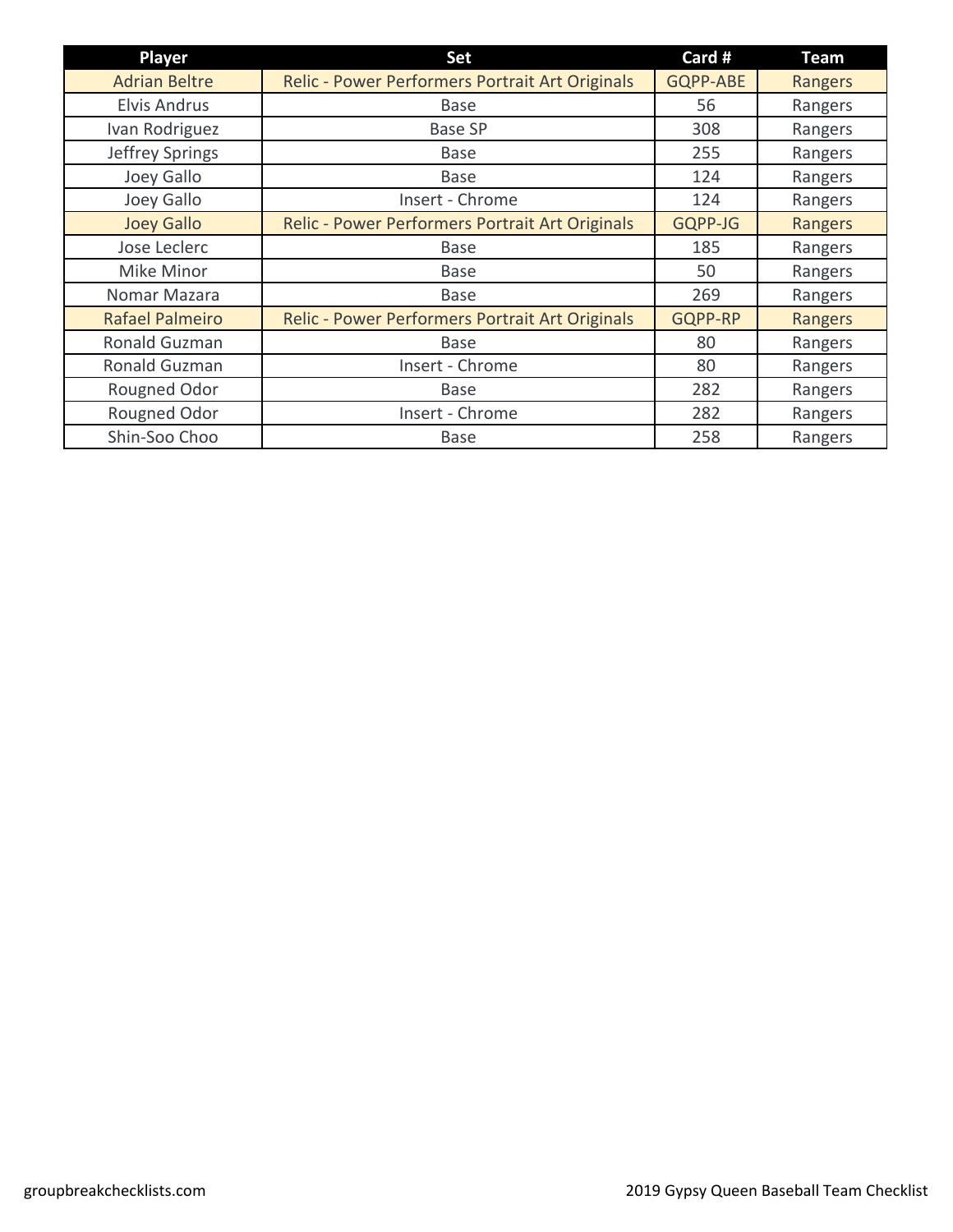| Player | Set | Card # | Team |
|---|---|---|---|
| Adrian Beltre | Relic - Power Performers Portrait Art Originals | GQPP-ABE | Rangers |
| Elvis Andrus | Base | 56 | Rangers |
| Ivan Rodriguez | Base SP | 308 | Rangers |
| Jeffrey Springs | Base | 255 | Rangers |
| Joey Gallo | Base | 124 | Rangers |
| Joey Gallo | Insert - Chrome | 124 | Rangers |
| Joey Gallo | Relic - Power Performers Portrait Art Originals | GQPP-JG | Rangers |
| Jose Leclerc | Base | 185 | Rangers |
| Mike Minor | Base | 50 | Rangers |
| Nomar Mazara | Base | 269 | Rangers |
| Rafael Palmeiro | Relic - Power Performers Portrait Art Originals | GQPP-RP | Rangers |
| Ronald Guzman | Base | 80 | Rangers |
| Ronald Guzman | Insert - Chrome | 80 | Rangers |
| Rougned Odor | Base | 282 | Rangers |
| Rougned Odor | Insert - Chrome | 282 | Rangers |
| Shin-Soo Choo | Base | 258 | Rangers |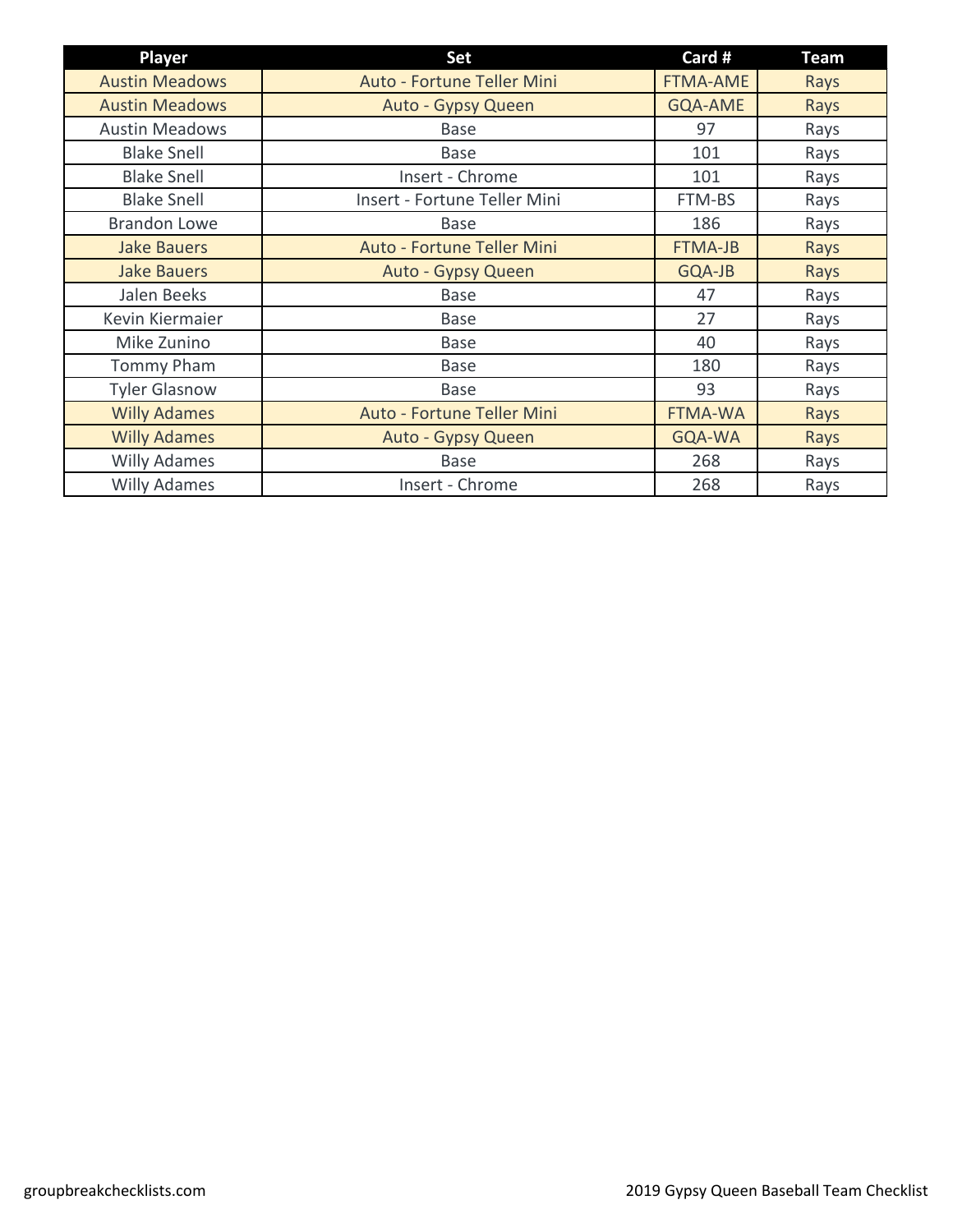| Player | Set | Card # | Team |
| --- | --- | --- | --- |
| Austin Meadows | Auto - Fortune Teller Mini | FTMA-AME | Rays |
| Austin Meadows | Auto - Gypsy Queen | GQA-AME | Rays |
| Austin Meadows | Base | 97 | Rays |
| Blake Snell | Base | 101 | Rays |
| Blake Snell | Insert - Chrome | 101 | Rays |
| Blake Snell | Insert - Fortune Teller Mini | FTM-BS | Rays |
| Brandon Lowe | Base | 186 | Rays |
| Jake Bauers | Auto - Fortune Teller Mini | FTMA-JB | Rays |
| Jake Bauers | Auto - Gypsy Queen | GQA-JB | Rays |
| Jalen Beeks | Base | 47 | Rays |
| Kevin Kiermaier | Base | 27 | Rays |
| Mike Zunino | Base | 40 | Rays |
| Tommy Pham | Base | 180 | Rays |
| Tyler Glasnow | Base | 93 | Rays |
| Willy Adames | Auto - Fortune Teller Mini | FTMA-WA | Rays |
| Willy Adames | Auto - Gypsy Queen | GQA-WA | Rays |
| Willy Adames | Base | 268 | Rays |
| Willy Adames | Insert - Chrome | 268 | Rays |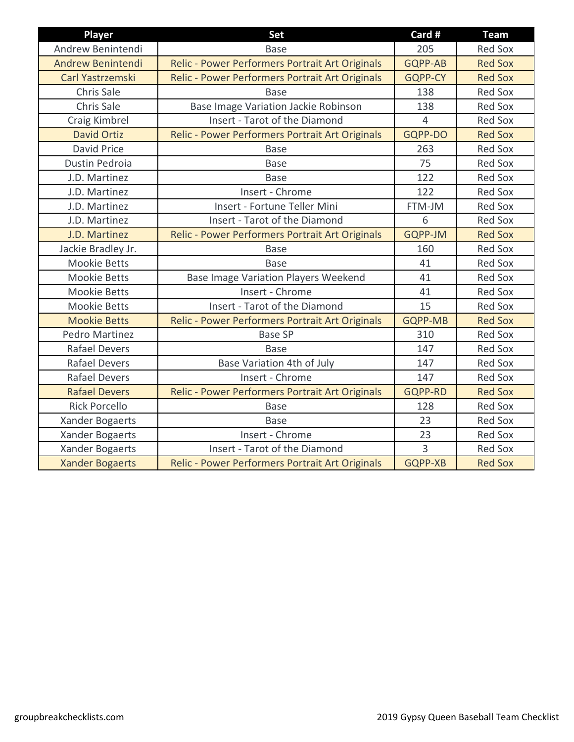| Player | Set | Card # | Team |
| --- | --- | --- | --- |
| Andrew Benintendi | Base | 205 | Red Sox |
| Andrew Benintendi | Relic - Power Performers Portrait Art Originals | GQPP-AB | Red Sox |
| Carl Yastrzemski | Relic - Power Performers Portrait Art Originals | GQPP-CY | Red Sox |
| Chris Sale | Base | 138 | Red Sox |
| Chris Sale | Base Image Variation Jackie Robinson | 138 | Red Sox |
| Craig Kimbrel | Insert - Tarot of the Diamond | 4 | Red Sox |
| David Ortiz | Relic - Power Performers Portrait Art Originals | GQPP-DO | Red Sox |
| David Price | Base | 263 | Red Sox |
| Dustin Pedroia | Base | 75 | Red Sox |
| J.D. Martinez | Base | 122 | Red Sox |
| J.D. Martinez | Insert - Chrome | 122 | Red Sox |
| J.D. Martinez | Insert - Fortune Teller Mini | FTM-JM | Red Sox |
| J.D. Martinez | Insert - Tarot of the Diamond | 6 | Red Sox |
| J.D. Martinez | Relic - Power Performers Portrait Art Originals | GQPP-JM | Red Sox |
| Jackie Bradley Jr. | Base | 160 | Red Sox |
| Mookie Betts | Base | 41 | Red Sox |
| Mookie Betts | Base Image Variation Players Weekend | 41 | Red Sox |
| Mookie Betts | Insert - Chrome | 41 | Red Sox |
| Mookie Betts | Insert - Tarot of the Diamond | 15 | Red Sox |
| Mookie Betts | Relic - Power Performers Portrait Art Originals | GQPP-MB | Red Sox |
| Pedro Martinez | Base SP | 310 | Red Sox |
| Rafael Devers | Base | 147 | Red Sox |
| Rafael Devers | Base Variation 4th of July | 147 | Red Sox |
| Rafael Devers | Insert - Chrome | 147 | Red Sox |
| Rafael Devers | Relic - Power Performers Portrait Art Originals | GQPP-RD | Red Sox |
| Rick Porcello | Base | 128 | Red Sox |
| Xander Bogaerts | Base | 23 | Red Sox |
| Xander Bogaerts | Insert - Chrome | 23 | Red Sox |
| Xander Bogaerts | Insert - Tarot of the Diamond | 3 | Red Sox |
| Xander Bogaerts | Relic - Power Performers Portrait Art Originals | GQPP-XB | Red Sox |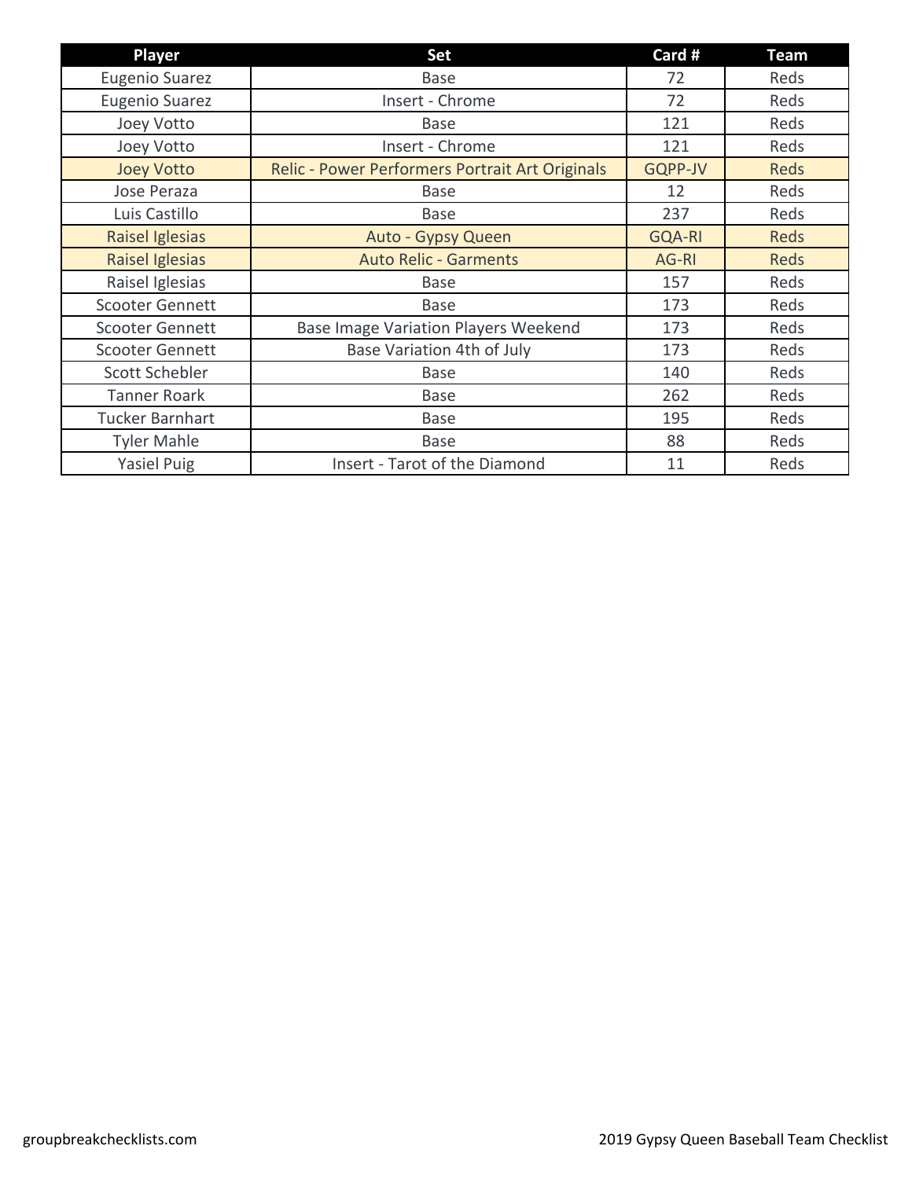| Player | Set | Card # | Team |
|---|---|---|---|
| Eugenio Suarez | Base | 72 | Reds |
| Eugenio Suarez | Insert - Chrome | 72 | Reds |
| Joey Votto | Base | 121 | Reds |
| Joey Votto | Insert - Chrome | 121 | Reds |
| Joey Votto | Relic - Power Performers Portrait Art Originals | GQPP-JV | Reds |
| Jose Peraza | Base | 12 | Reds |
| Luis Castillo | Base | 237 | Reds |
| Raisel Iglesias | Auto - Gypsy Queen | GQA-RI | Reds |
| Raisel Iglesias | Auto Relic - Garments | AG-RI | Reds |
| Raisel Iglesias | Base | 157 | Reds |
| Scooter Gennett | Base | 173 | Reds |
| Scooter Gennett | Base Image Variation Players Weekend | 173 | Reds |
| Scooter Gennett | Base Variation 4th of July | 173 | Reds |
| Scott Schebler | Base | 140 | Reds |
| Tanner Roark | Base | 262 | Reds |
| Tucker Barnhart | Base | 195 | Reds |
| Tyler Mahle | Base | 88 | Reds |
| Yasiel Puig | Insert - Tarot of the Diamond | 11 | Reds |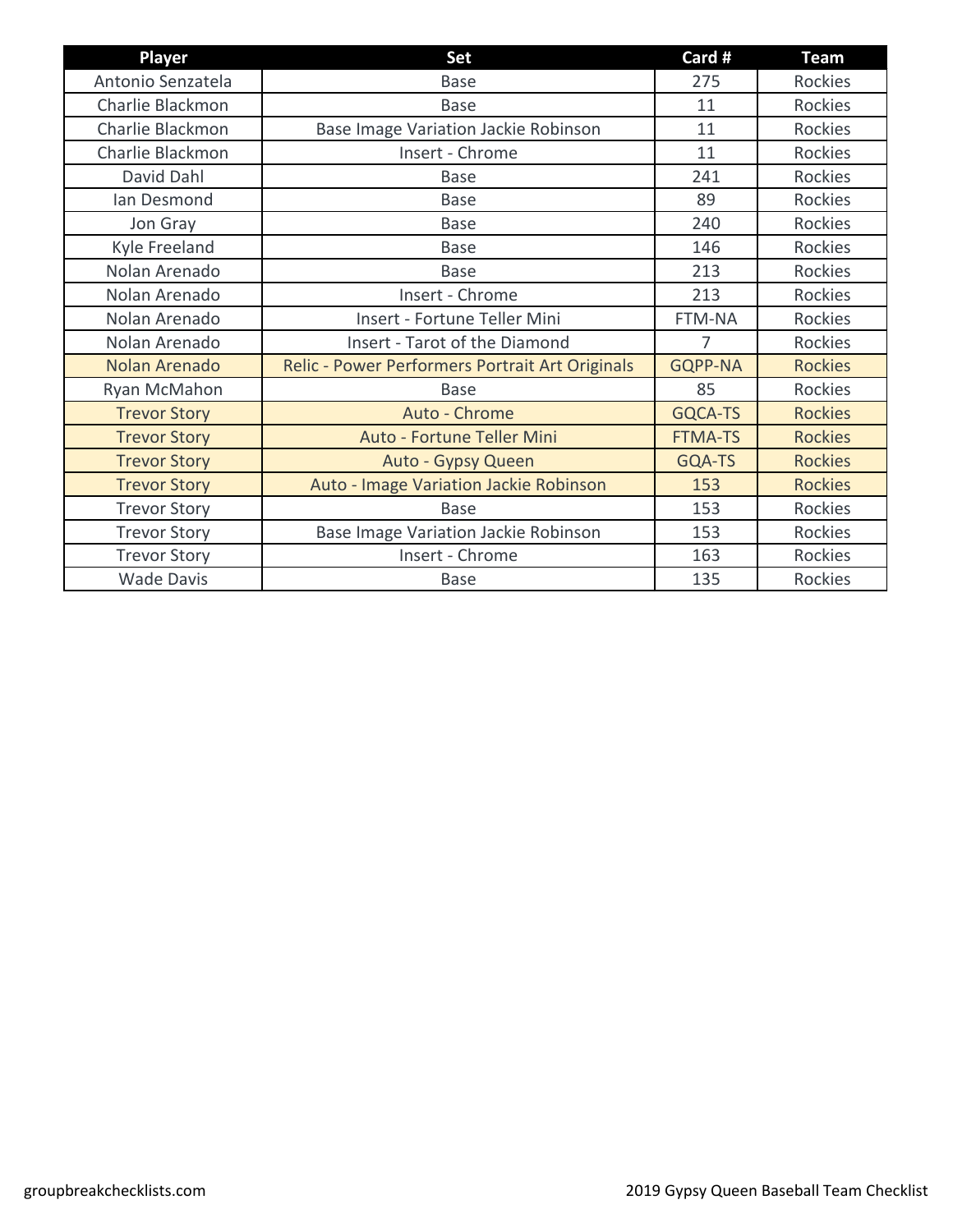| Player | Set | Card # | Team |
|---|---|---|---|
| Antonio Senzatela | Base | 275 | Rockies |
| Charlie Blackmon | Base | 11 | Rockies |
| Charlie Blackmon | Base Image Variation Jackie Robinson | 11 | Rockies |
| Charlie Blackmon | Insert - Chrome | 11 | Rockies |
| David Dahl | Base | 241 | Rockies |
| Ian Desmond | Base | 89 | Rockies |
| Jon Gray | Base | 240 | Rockies |
| Kyle Freeland | Base | 146 | Rockies |
| Nolan Arenado | Base | 213 | Rockies |
| Nolan Arenado | Insert - Chrome | 213 | Rockies |
| Nolan Arenado | Insert - Fortune Teller Mini | FTM-NA | Rockies |
| Nolan Arenado | Insert - Tarot of the Diamond | 7 | Rockies |
| Nolan Arenado | Relic - Power Performers Portrait Art Originals | GQPP-NA | Rockies |
| Ryan McMahon | Base | 85 | Rockies |
| Trevor Story | Auto - Chrome | GQCA-TS | Rockies |
| Trevor Story | Auto - Fortune Teller Mini | FTMA-TS | Rockies |
| Trevor Story | Auto - Gypsy Queen | GQA-TS | Rockies |
| Trevor Story | Auto - Image Variation Jackie Robinson | 153 | Rockies |
| Trevor Story | Base | 153 | Rockies |
| Trevor Story | Base Image Variation Jackie Robinson | 153 | Rockies |
| Trevor Story | Insert - Chrome | 163 | Rockies |
| Wade Davis | Base | 135 | Rockies |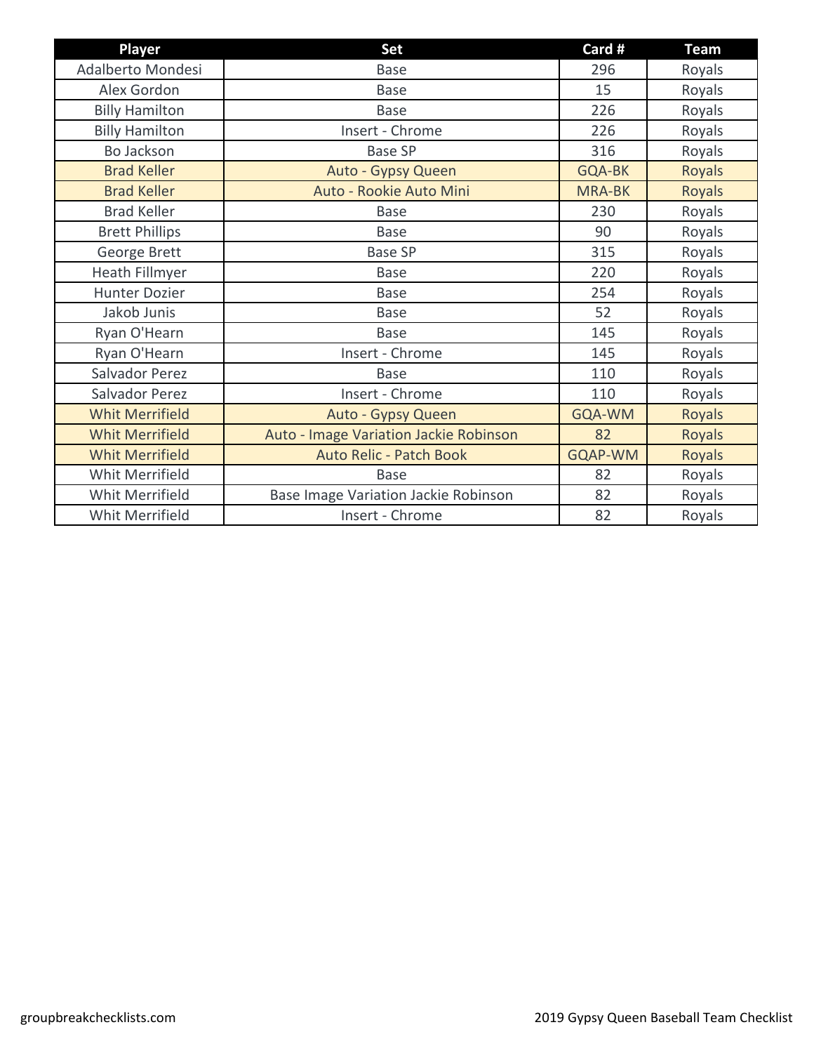| Player | Set | Card # | Team |
| --- | --- | --- | --- |
| Adalberto Mondesi | Base | 296 | Royals |
| Alex Gordon | Base | 15 | Royals |
| Billy Hamilton | Base | 226 | Royals |
| Billy Hamilton | Insert - Chrome | 226 | Royals |
| Bo Jackson | Base SP | 316 | Royals |
| Brad Keller | Auto - Gypsy Queen | GQA-BK | Royals |
| Brad Keller | Auto - Rookie Auto Mini | MRA-BK | Royals |
| Brad Keller | Base | 230 | Royals |
| Brett Phillips | Base | 90 | Royals |
| George Brett | Base SP | 315 | Royals |
| Heath Fillmyer | Base | 220 | Royals |
| Hunter Dozier | Base | 254 | Royals |
| Jakob Junis | Base | 52 | Royals |
| Ryan O'Hearn | Base | 145 | Royals |
| Ryan O'Hearn | Insert - Chrome | 145 | Royals |
| Salvador Perez | Base | 110 | Royals |
| Salvador Perez | Insert - Chrome | 110 | Royals |
| Whit Merrifield | Auto - Gypsy Queen | GQA-WM | Royals |
| Whit Merrifield | Auto - Image Variation Jackie Robinson | 82 | Royals |
| Whit Merrifield | Auto Relic - Patch Book | GQAP-WM | Royals |
| Whit Merrifield | Base | 82 | Royals |
| Whit Merrifield | Base Image Variation Jackie Robinson | 82 | Royals |
| Whit Merrifield | Insert - Chrome | 82 | Royals |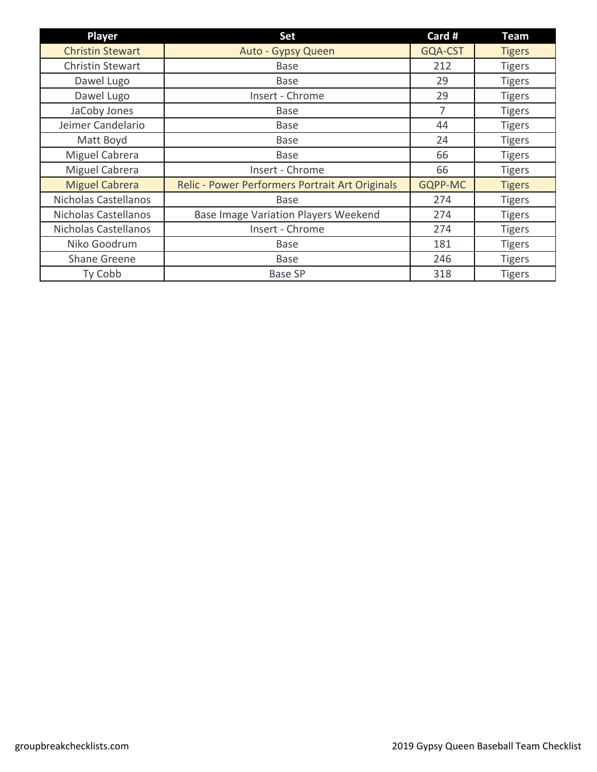| Player | Set | Card # | Team |
| --- | --- | --- | --- |
| Christin Stewart | Auto - Gypsy Queen | GQA-CST | Tigers |
| Christin Stewart | Base | 212 | Tigers |
| Dawel Lugo | Base | 29 | Tigers |
| Dawel Lugo | Insert - Chrome | 29 | Tigers |
| JaCoby Jones | Base | 7 | Tigers |
| Jeimer Candelario | Base | 44 | Tigers |
| Matt Boyd | Base | 24 | Tigers |
| Miguel Cabrera | Base | 66 | Tigers |
| Miguel Cabrera | Insert - Chrome | 66 | Tigers |
| Miguel Cabrera | Relic - Power Performers Portrait Art Originals | GQPP-MC | Tigers |
| Nicholas Castellanos | Base | 274 | Tigers |
| Nicholas Castellanos | Base Image Variation Players Weekend | 274 | Tigers |
| Nicholas Castellanos | Insert - Chrome | 274 | Tigers |
| Niko Goodrum | Base | 181 | Tigers |
| Shane Greene | Base | 246 | Tigers |
| Ty Cobb | Base SP | 318 | Tigers |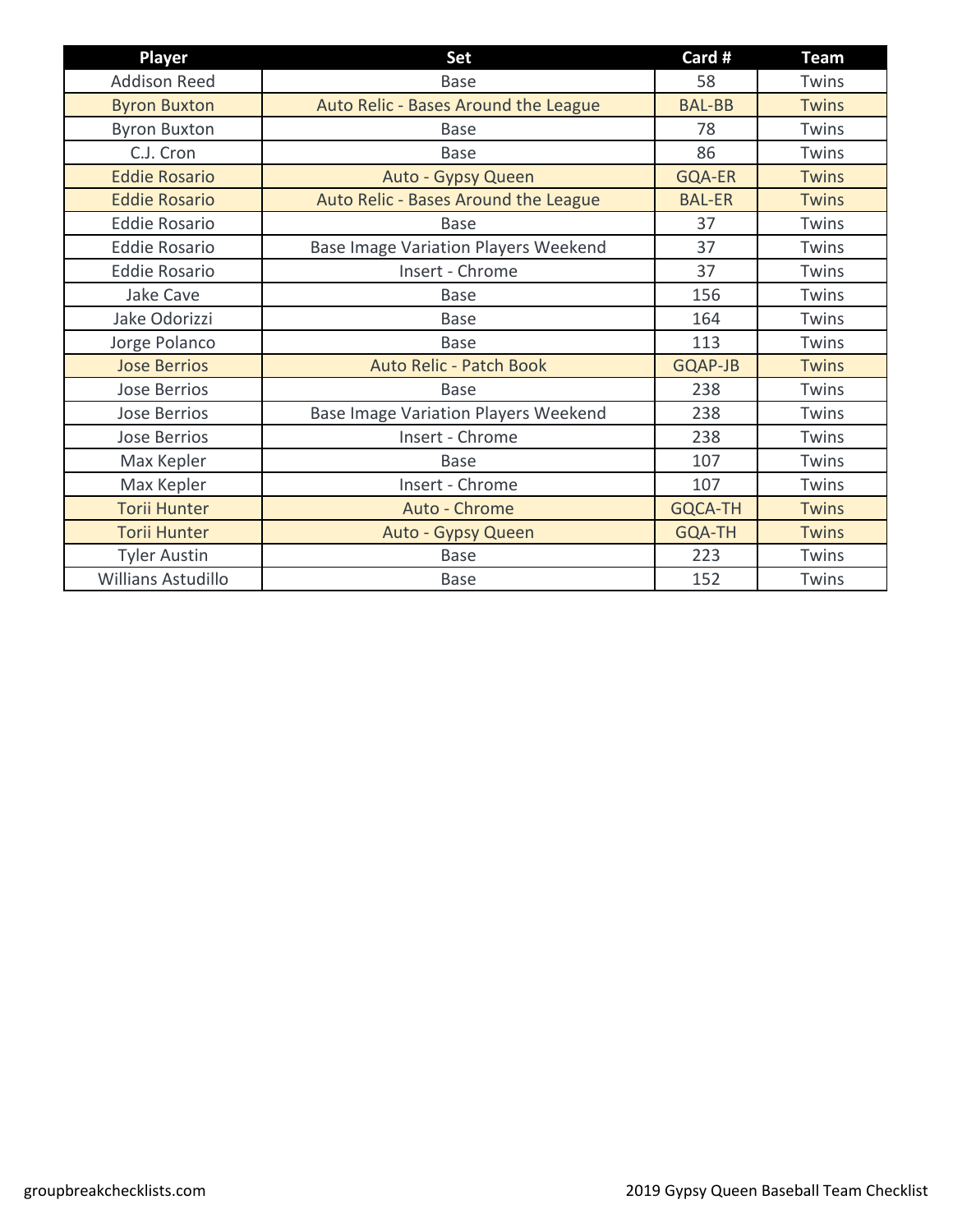| Player | Set | Card # | Team |
|---|---|---|---|
| Addison Reed | Base | 58 | Twins |
| Byron Buxton | Auto Relic - Bases Around the League | BAL-BB | Twins |
| Byron Buxton | Base | 78 | Twins |
| C.J. Cron | Base | 86 | Twins |
| Eddie Rosario | Auto - Gypsy Queen | GQA-ER | Twins |
| Eddie Rosario | Auto Relic - Bases Around the League | BAL-ER | Twins |
| Eddie Rosario | Base | 37 | Twins |
| Eddie Rosario | Base Image Variation Players Weekend | 37 | Twins |
| Eddie Rosario | Insert - Chrome | 37 | Twins |
| Jake Cave | Base | 156 | Twins |
| Jake Odorizzi | Base | 164 | Twins |
| Jorge Polanco | Base | 113 | Twins |
| Jose Berrios | Auto Relic - Patch Book | GQAP-JB | Twins |
| Jose Berrios | Base | 238 | Twins |
| Jose Berrios | Base Image Variation Players Weekend | 238 | Twins |
| Jose Berrios | Insert - Chrome | 238 | Twins |
| Max Kepler | Base | 107 | Twins |
| Max Kepler | Insert - Chrome | 107 | Twins |
| Torii Hunter | Auto - Chrome | GQCA-TH | Twins |
| Torii Hunter | Auto - Gypsy Queen | GQA-TH | Twins |
| Tyler Austin | Base | 223 | Twins |
| Willians Astudillo | Base | 152 | Twins |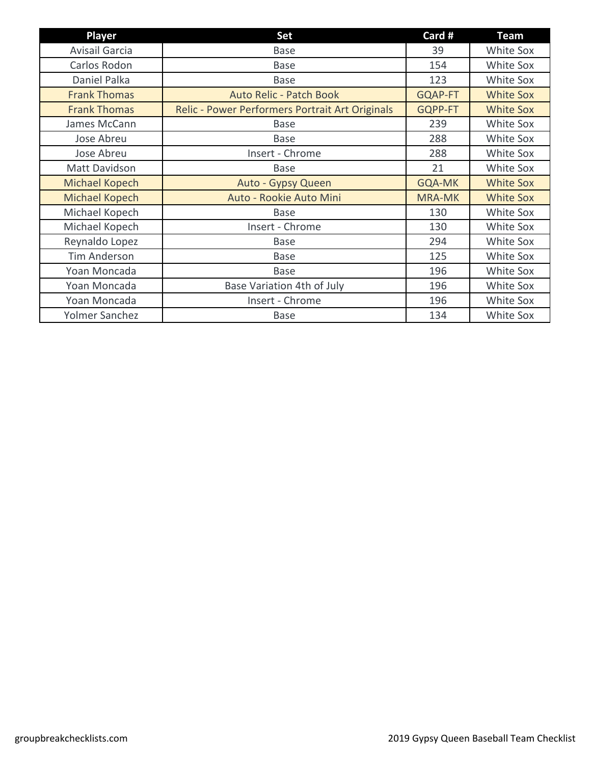| Player | Set | Card # | Team |
| --- | --- | --- | --- |
| Avisail Garcia | Base | 39 | White Sox |
| Carlos Rodon | Base | 154 | White Sox |
| Daniel Palka | Base | 123 | White Sox |
| Frank Thomas | Auto Relic - Patch Book | GQAP-FT | White Sox |
| Frank Thomas | Relic - Power Performers Portrait Art Originals | GQPP-FT | White Sox |
| James McCann | Base | 239 | White Sox |
| Jose Abreu | Base | 288 | White Sox |
| Jose Abreu | Insert - Chrome | 288 | White Sox |
| Matt Davidson | Base | 21 | White Sox |
| Michael Kopech | Auto - Gypsy Queen | GQA-MK | White Sox |
| Michael Kopech | Auto - Rookie Auto Mini | MRA-MK | White Sox |
| Michael Kopech | Base | 130 | White Sox |
| Michael Kopech | Insert - Chrome | 130 | White Sox |
| Reynaldo Lopez | Base | 294 | White Sox |
| Tim Anderson | Base | 125 | White Sox |
| Yoan Moncada | Base | 196 | White Sox |
| Yoan Moncada | Base Variation 4th of July | 196 | White Sox |
| Yoan Moncada | Insert - Chrome | 196 | White Sox |
| Yolmer Sanchez | Base | 134 | White Sox |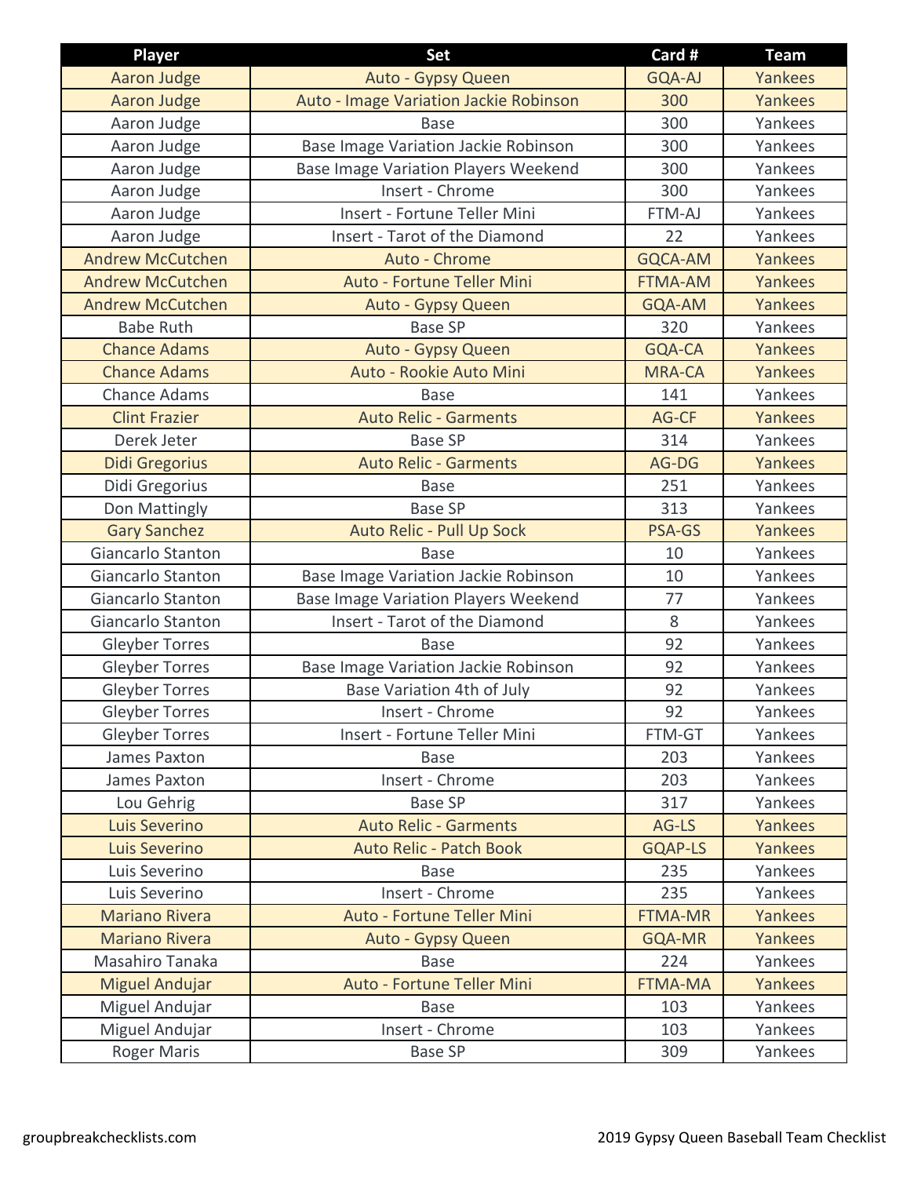| Player | Set | Card # | Team |
|---|---|---|---|
| Aaron Judge | Auto - Gypsy Queen | GQA-AJ | Yankees |
| Aaron Judge | Auto - Image Variation Jackie Robinson | 300 | Yankees |
| Aaron Judge | Base | 300 | Yankees |
| Aaron Judge | Base Image Variation Jackie Robinson | 300 | Yankees |
| Aaron Judge | Base Image Variation Players Weekend | 300 | Yankees |
| Aaron Judge | Insert - Chrome | 300 | Yankees |
| Aaron Judge | Insert - Fortune Teller Mini | FTM-AJ | Yankees |
| Aaron Judge | Insert - Tarot of the Diamond | 22 | Yankees |
| Andrew McCutchen | Auto - Chrome | GQCA-AM | Yankees |
| Andrew McCutchen | Auto - Fortune Teller Mini | FTMA-AM | Yankees |
| Andrew McCutchen | Auto - Gypsy Queen | GQA-AM | Yankees |
| Babe Ruth | Base SP | 320 | Yankees |
| Chance Adams | Auto - Gypsy Queen | GQA-CA | Yankees |
| Chance Adams | Auto - Rookie Auto Mini | MRA-CA | Yankees |
| Chance Adams | Base | 141 | Yankees |
| Clint Frazier | Auto Relic - Garments | AG-CF | Yankees |
| Derek Jeter | Base SP | 314 | Yankees |
| Didi Gregorius | Auto Relic - Garments | AG-DG | Yankees |
| Didi Gregorius | Base | 251 | Yankees |
| Don Mattingly | Base SP | 313 | Yankees |
| Gary Sanchez | Auto Relic - Pull Up Sock | PSA-GS | Yankees |
| Giancarlo Stanton | Base | 10 | Yankees |
| Giancarlo Stanton | Base Image Variation Jackie Robinson | 10 | Yankees |
| Giancarlo Stanton | Base Image Variation Players Weekend | 77 | Yankees |
| Giancarlo Stanton | Insert - Tarot of the Diamond | 8 | Yankees |
| Gleyber Torres | Base | 92 | Yankees |
| Gleyber Torres | Base Image Variation Jackie Robinson | 92 | Yankees |
| Gleyber Torres | Base Variation 4th of July | 92 | Yankees |
| Gleyber Torres | Insert - Chrome | 92 | Yankees |
| Gleyber Torres | Insert - Fortune Teller Mini | FTM-GT | Yankees |
| James Paxton | Base | 203 | Yankees |
| James Paxton | Insert - Chrome | 203 | Yankees |
| Lou Gehrig | Base SP | 317 | Yankees |
| Luis Severino | Auto Relic - Garments | AG-LS | Yankees |
| Luis Severino | Auto Relic - Patch Book | GQAP-LS | Yankees |
| Luis Severino | Base | 235 | Yankees |
| Luis Severino | Insert - Chrome | 235 | Yankees |
| Mariano Rivera | Auto - Fortune Teller Mini | FTMA-MR | Yankees |
| Mariano Rivera | Auto - Gypsy Queen | GQA-MR | Yankees |
| Masahiro Tanaka | Base | 224 | Yankees |
| Miguel Andujar | Auto - Fortune Teller Mini | FTMA-MA | Yankees |
| Miguel Andujar | Base | 103 | Yankees |
| Miguel Andujar | Insert - Chrome | 103 | Yankees |
| Roger Maris | Base SP | 309 | Yankees |